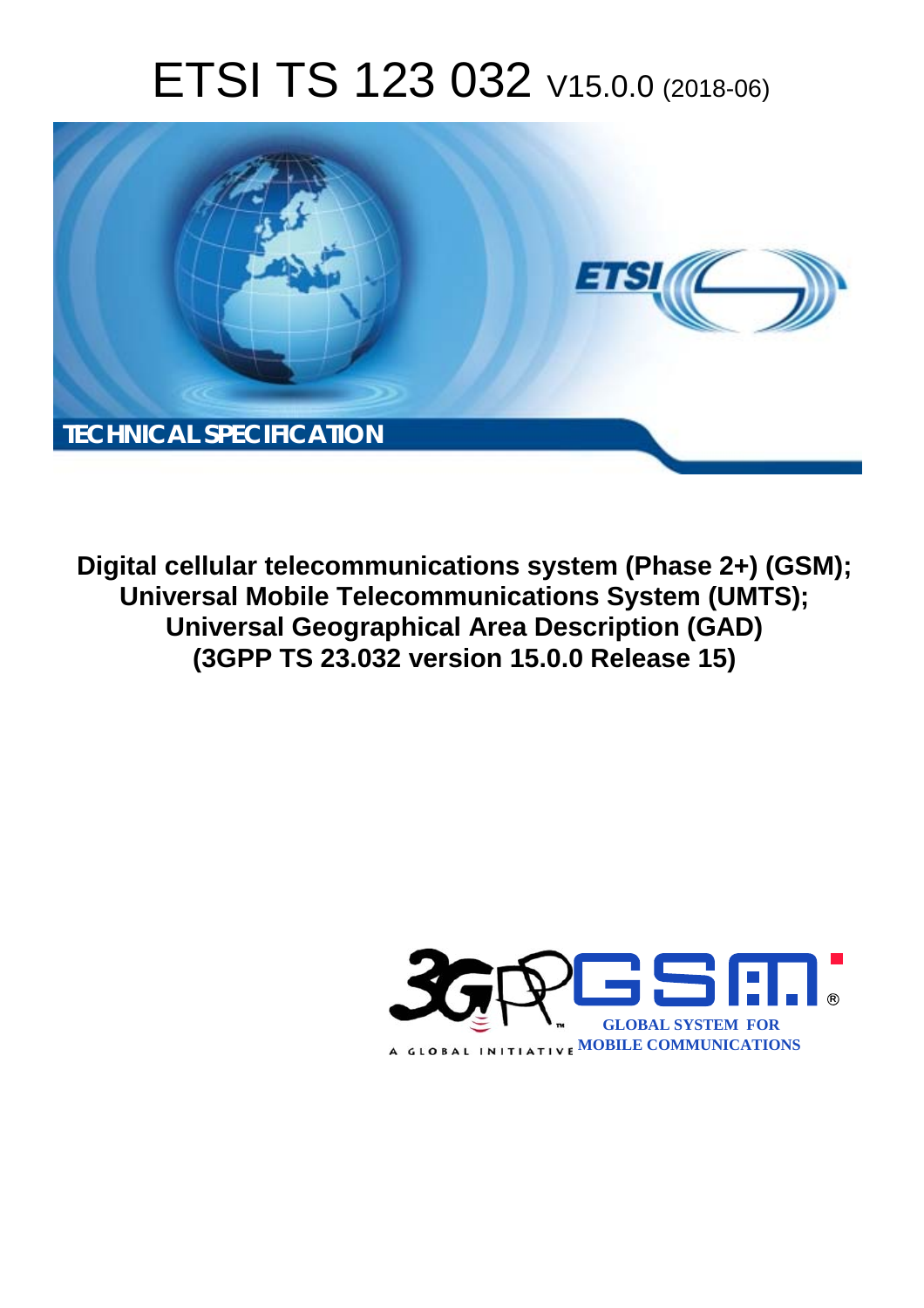# ETSI TS 123 032 V15.0.0 (2018-06)

TECHNICAL SPECIFICATION

**Digital cellular telecommunications system (Phase 2+) (GSM); Universal Mobile Telecommunications System (UMTS); Universal Geographical Area Description (GAD) (3GPP TS 23.032 version 15.0.0 Release 15)**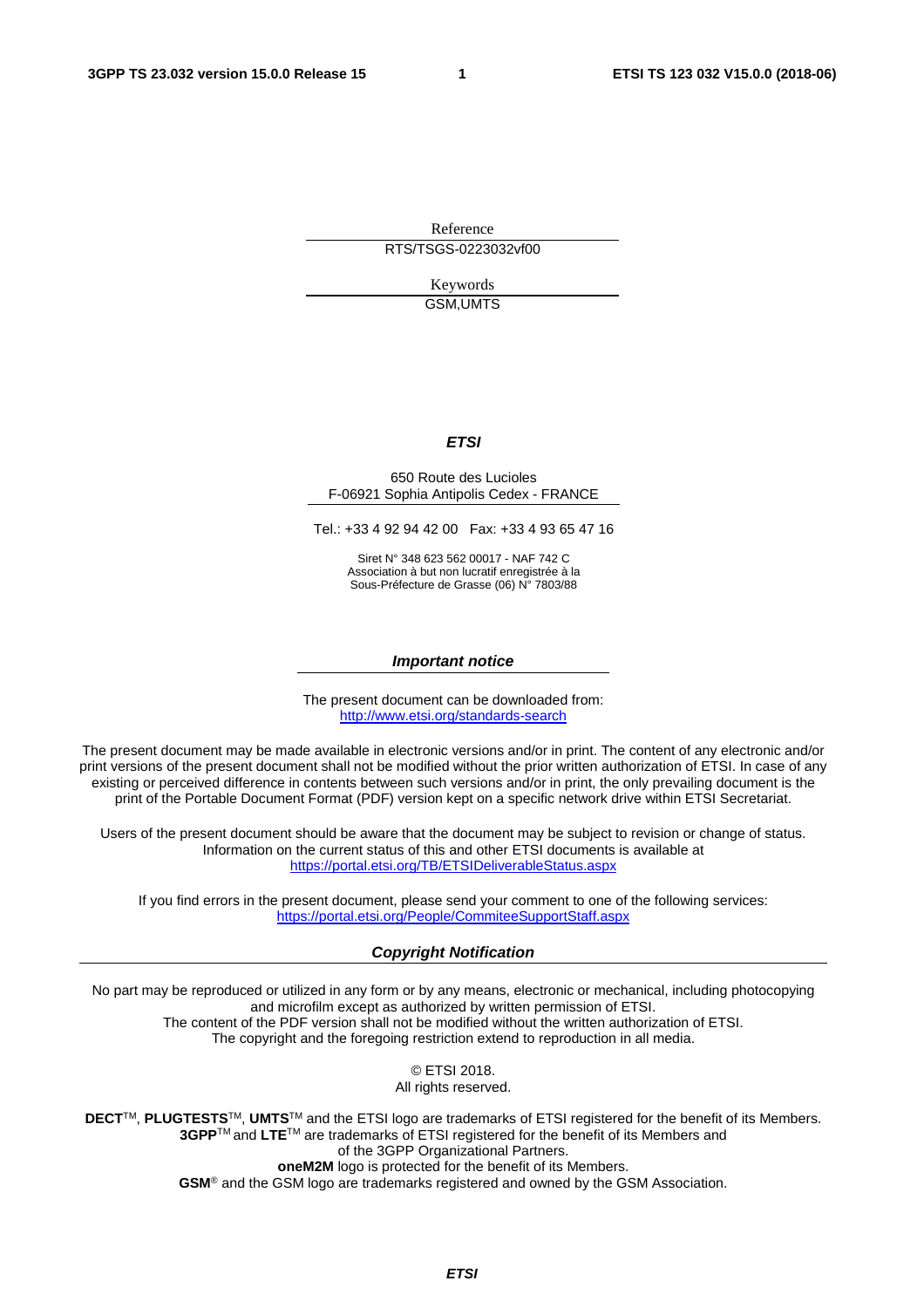Reference

RTS/TSGS-0223032vf00

Keywords

GSM,UMTS

***ETSI***

650 Route des Lucioles
F-06921 Sophia Antipolis Cedex - FRANCE

Tel.: +33 4 92 94 42 00 Fax: +33 4 93 65 47 16

Siret N° 348 623 562 00017 - NAF 742 C
Association à but non lucratif enregistrée à la
Sous-Préfecture de Grasse (06) N° 7803/88

***Important notice***

The present document can be downloaded from:
http://www.etsi.org/standards-search

The present document may be made available in electronic versions and/or in print. The content of any electronic and/or print versions of the present document shall not be modified without the prior written authorization of ETSI. In case of any existing or perceived difference in contents between such versions and/or in print, the only prevailing document is the print of the Portable Document Format (PDF) version kept on a specific network drive within ETSI Secretariat.

Users of the present document should be aware that the document may be subject to revision or change of status. Information on the current status of this and other ETSI documents is available at
https://portal.etsi.org/TB/ETSIDeliverableStatus.aspx

If you find errors in the present document, please send your comment to one of the following services:
https://portal.etsi.org/People/CommiteeSupportStaff.aspx

***Copyright Notification***

No part may be reproduced or utilized in any form or by any means, electronic or mechanical, including photocopying and microfilm except as authorized by written permission of ETSI.
The content of the PDF version shall not be modified without the written authorization of ETSI.
The copyright and the foregoing restriction extend to reproduction in all media.

© ETSI 2018.
All rights reserved.

**DECT**TM, **PLUGTESTS**TM, **UMTS**TM and the ETSI logo are trademarks of ETSI registered for the benefit of its Members.
**3GPP**TM and **LTE**TM are trademarks of ETSI registered for the benefit of its Members and of the 3GPP Organizational Partners.
**oneM2M** logo is protected for the benefit of its Members.
**GSM**® and the GSM logo are trademarks registered and owned by the GSM Association.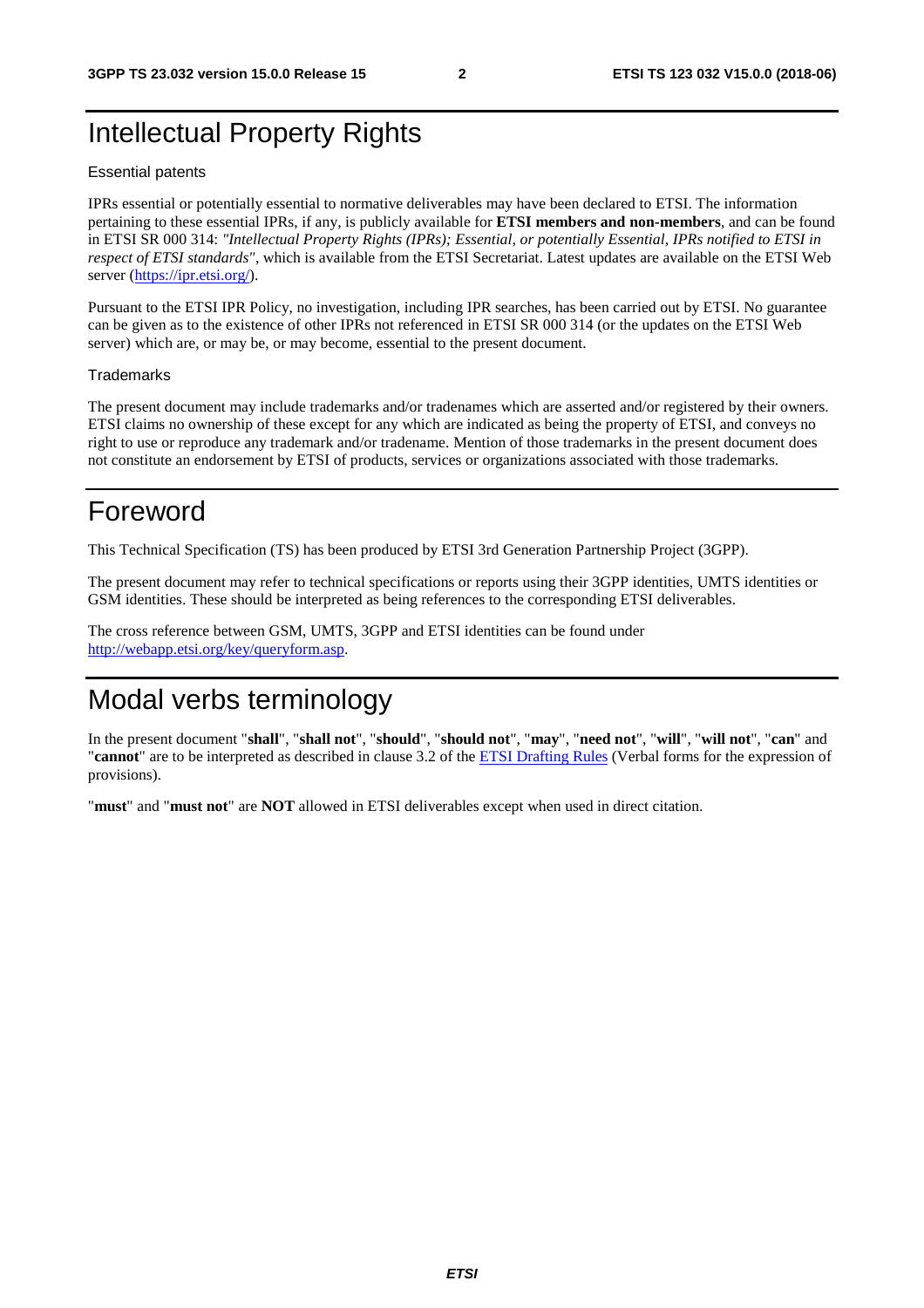# Intellectual Property Rights

Essential patents

IPRs essential or potentially essential to normative deliverables may have been declared to ETSI. The information pertaining to these essential IPRs, if any, is publicly available for **ETSI members and non-members**, and can be found in ETSI SR 000 314: *"Intellectual Property Rights (IPRs); Essential, or potentially Essential, IPRs notified to ETSI in respect of ETSI standards"*, which is available from the ETSI Secretariat. Latest updates are available on the ETSI Web server (https://ipr.etsi.org/).

Pursuant to the ETSI IPR Policy, no investigation, including IPR searches, has been carried out by ETSI. No guarantee can be given as to the existence of other IPRs not referenced in ETSI SR 000 314 (or the updates on the ETSI Web server) which are, or may be, or may become, essential to the present document.

Trademarks

The present document may include trademarks and/or tradenames which are asserted and/or registered by their owners. ETSI claims no ownership of these except for any which are indicated as being the property of ETSI, and conveys no right to use or reproduce any trademark and/or tradename. Mention of those trademarks in the present document does not constitute an endorsement by ETSI of products, services or organizations associated with those trademarks.

# Foreword

This Technical Specification (TS) has been produced by ETSI 3rd Generation Partnership Project (3GPP).

The present document may refer to technical specifications or reports using their 3GPP identities, UMTS identities or GSM identities. These should be interpreted as being references to the corresponding ETSI deliverables.

The cross reference between GSM, UMTS, 3GPP and ETSI identities can be found under http://webapp.etsi.org/key/queryform.asp.

# Modal verbs terminology

In the present document "**shall**", "**shall not**", "**should**", "**should not**", "**may**", "**need not**", "**will**", "**will not**", "**can**" and "**cannot**" are to be interpreted as described in clause 3.2 of the ETSI Drafting Rules (Verbal forms for the expression of provisions).

"**must**" and "**must not**" are **NOT** allowed in ETSI deliverables except when used in direct citation.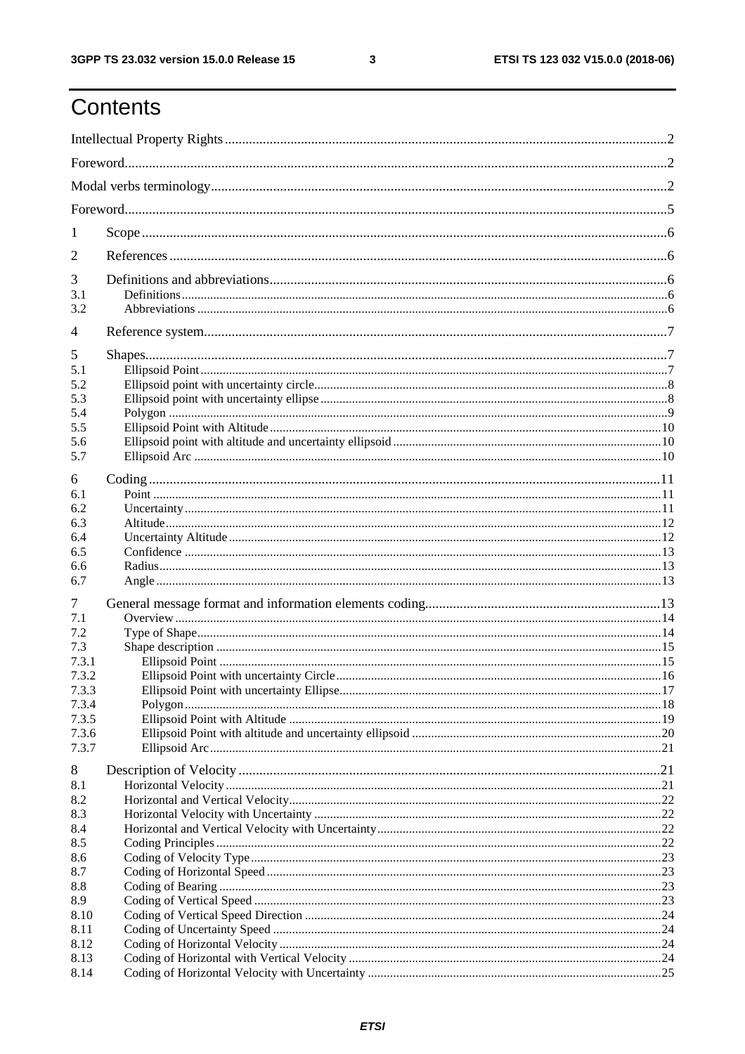# Contents

Intellectual Property Rights ..... 2

Foreword ..... 2

Modal verbs terminology ..... 2

Foreword ..... 5

1 Scope ..... 6

2 References ..... 6

3 Definitions and abbreviations ..... 6

3.1 Definitions ..... 6

3.2 Abbreviations ..... 6

4 Reference system ..... 7

5 Shapes ..... 7

5.1 Ellipsoid Point ..... 7

5.2 Ellipsoid point with uncertainty circle ..... 8

5.3 Ellipsoid point with uncertainty ellipse ..... 8

5.4 Polygon ..... 9

5.5 Ellipsoid Point with Altitude ..... 10

5.6 Ellipsoid point with altitude and uncertainty ellipsoid ..... 10

5.7 Ellipsoid Arc ..... 10

6 Coding ..... 11

6.1 Point ..... 11

6.2 Uncertainty ..... 11

6.3 Altitude ..... 12

6.4 Uncertainty Altitude ..... 12

6.5 Confidence ..... 13

6.6 Radius ..... 13

6.7 Angle ..... 13

7 General message format and information elements coding ..... 13

7.1 Overview ..... 14

7.2 Type of Shape ..... 14

7.3 Shape description ..... 15

7.3.1 Ellipsoid Point ..... 15

7.3.2 Ellipsoid Point with uncertainty Circle ..... 16

7.3.3 Ellipsoid Point with uncertainty Ellipse ..... 17

7.3.4 Polygon ..... 18

7.3.5 Ellipsoid Point with Altitude ..... 19

7.3.6 Ellipsoid Point with altitude and uncertainty ellipsoid ..... 20

7.3.7 Ellipsoid Arc ..... 21

8 Description of Velocity ..... 21

8.1 Horizontal Velocity ..... 21

8.2 Horizontal and Vertical Velocity ..... 22

8.3 Horizontal Velocity with Uncertainty ..... 22

8.4 Horizontal and Vertical Velocity with Uncertainty ..... 22

8.5 Coding Principles ..... 22

8.6 Coding of Velocity Type ..... 23

8.7 Coding of Horizontal Speed ..... 23

8.8 Coding of Bearing ..... 23

8.9 Coding of Vertical Speed ..... 23

8.10 Coding of Vertical Speed Direction ..... 24

8.11 Coding of Uncertainty Speed ..... 24

8.12 Coding of Horizontal Velocity ..... 24

8.13 Coding of Horizontal with Vertical Velocity ..... 24

8.14 Coding of Horizontal Velocity with Uncertainty ..... 25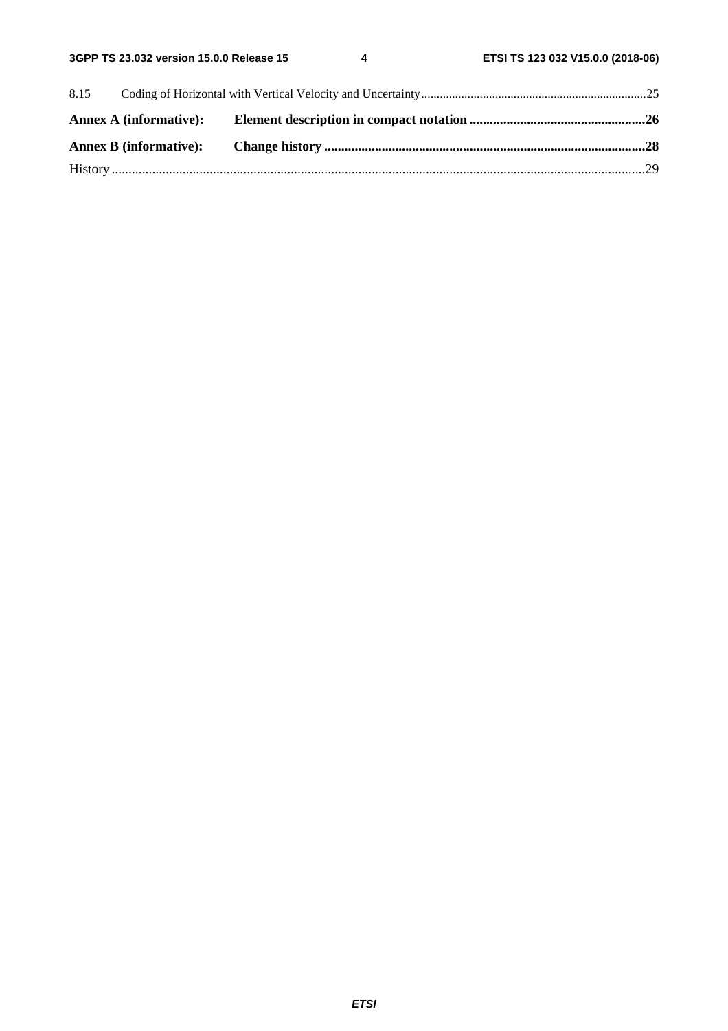8.15 Coding of Horizontal with Vertical Velocity and Uncertainty ........................................................................25

**Annex A (informative): Element description in compact notation ....................................................26**

**Annex B (informative): Change history ..............................................................................................28**

History ..............................................................................................................................................................29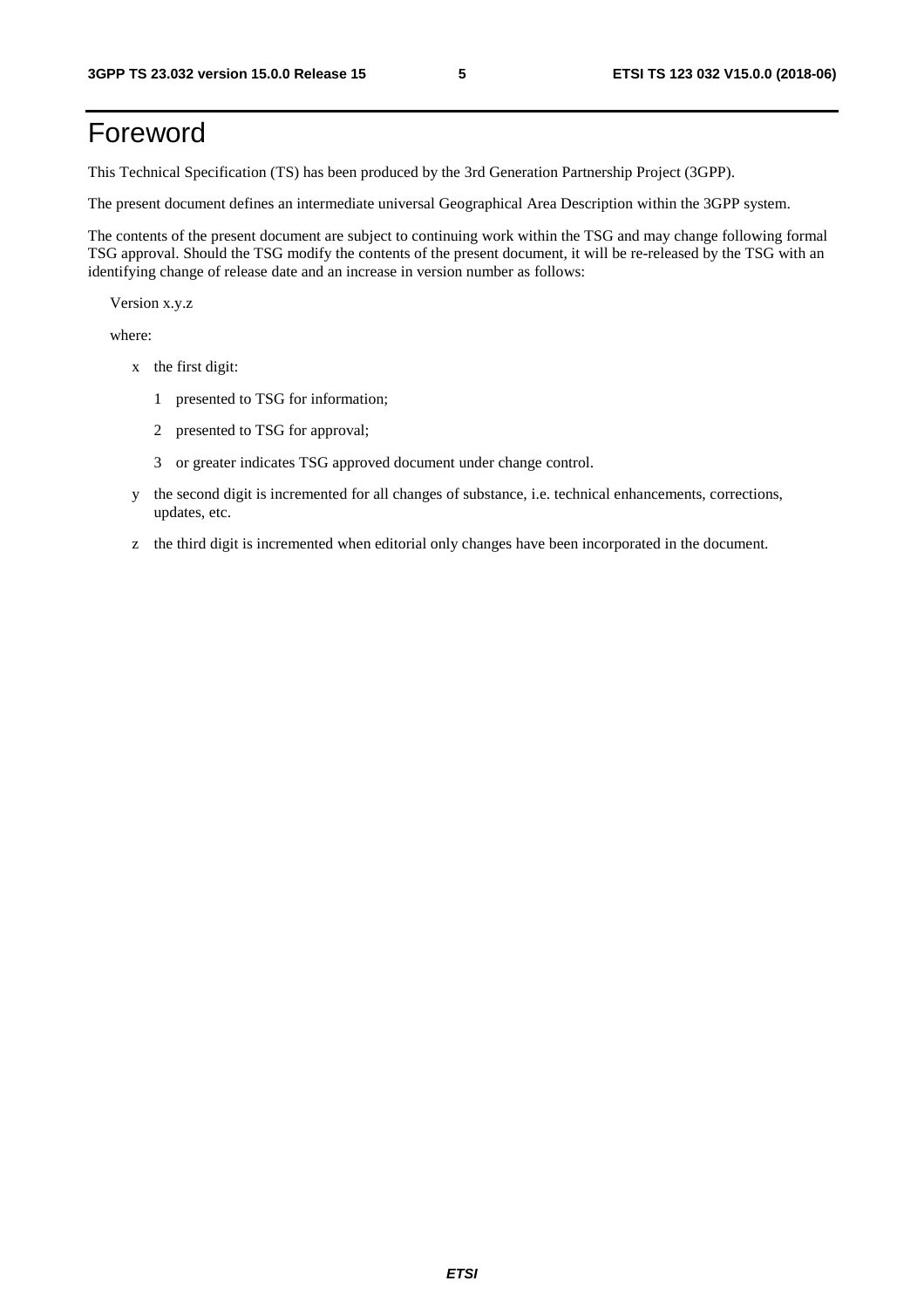# Foreword

This Technical Specification (TS) has been produced by the 3rd Generation Partnership Project (3GPP).

The present document defines an intermediate universal Geographical Area Description within the 3GPP system.

The contents of the present document are subject to continuing work within the TSG and may change following formal TSG approval. Should the TSG modify the contents of the present document, it will be re-released by the TSG with an identifying change of release date and an increase in version number as follows:

Version x.y.z

where:

- x the first digit:
  - 1 presented to TSG for information;
  - 2 presented to TSG for approval;
  - 3 or greater indicates TSG approved document under change control.
- y the second digit is incremented for all changes of substance, i.e. technical enhancements, corrections, updates, etc.
- z the third digit is incremented when editorial only changes have been incorporated in the document.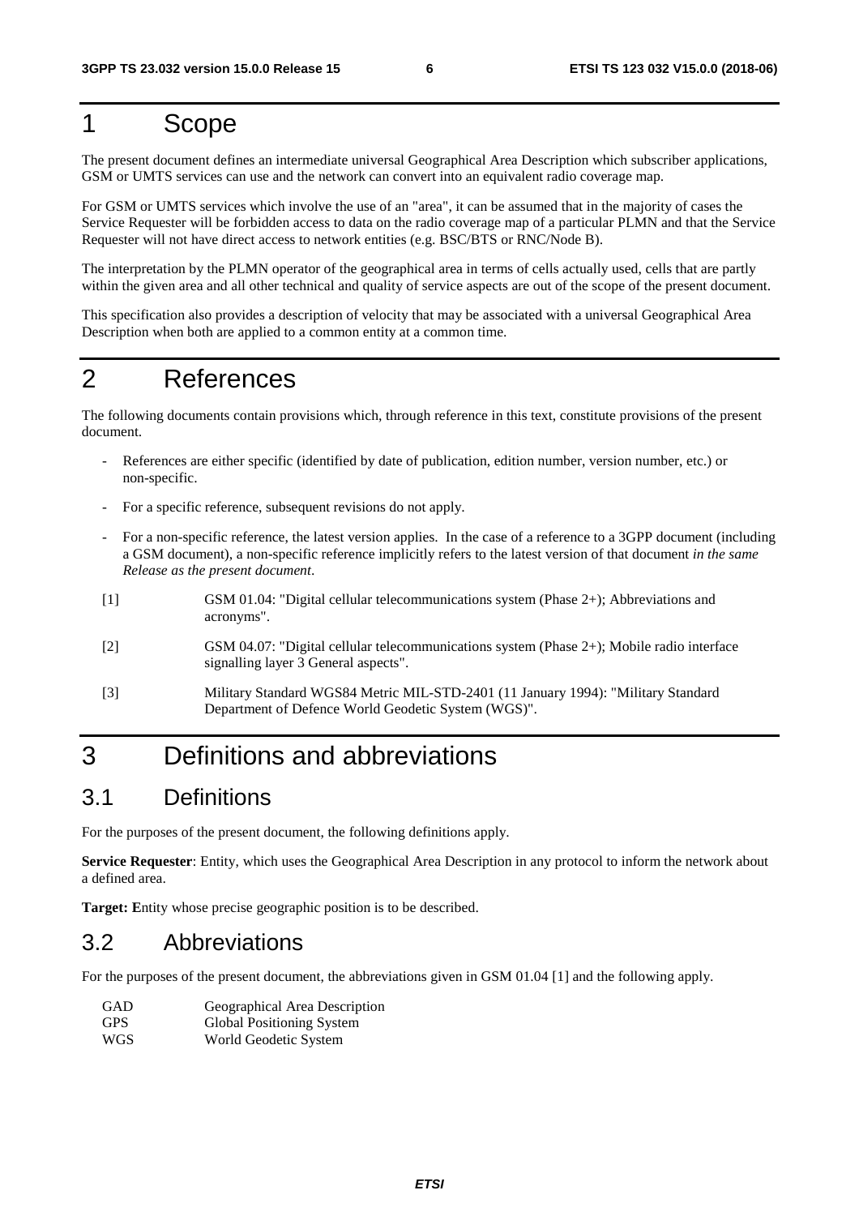# 1 Scope

The present document defines an intermediate universal Geographical Area Description which subscriber applications, GSM or UMTS services can use and the network can convert into an equivalent radio coverage map.

For GSM or UMTS services which involve the use of an "area", it can be assumed that in the majority of cases the Service Requester will be forbidden access to data on the radio coverage map of a particular PLMN and that the Service Requester will not have direct access to network entities (e.g. BSC/BTS or RNC/Node B).

The interpretation by the PLMN operator of the geographical area in terms of cells actually used, cells that are partly within the given area and all other technical and quality of service aspects are out of the scope of the present document.

This specification also provides a description of velocity that may be associated with a universal Geographical Area Description when both are applied to a common entity at a common time.

# 2 References

The following documents contain provisions which, through reference in this text, constitute provisions of the present document.

- References are either specific (identified by date of publication, edition number, version number, etc.) or non-specific.
- For a specific reference, subsequent revisions do not apply.
- For a non-specific reference, the latest version applies. In the case of a reference to a 3GPP document (including a GSM document), a non-specific reference implicitly refers to the latest version of that document *in the same Release as the present document*.

[1] GSM 01.04: "Digital cellular telecommunications system (Phase 2+); Abbreviations and acronyms".

[2] GSM 04.07: "Digital cellular telecommunications system (Phase 2+); Mobile radio interface signalling layer 3 General aspects".

[3] Military Standard WGS84 Metric MIL-STD-2401 (11 January 1994): "Military Standard Department of Defence World Geodetic System (WGS)".

# 3 Definitions and abbreviations

## 3.1 Definitions

For the purposes of the present document, the following definitions apply.

**Service Requester**: Entity, which uses the Geographical Area Description in any protocol to inform the network about a defined area.

**Target: E**ntity whose precise geographic position is to be described.

## 3.2 Abbreviations

For the purposes of the present document, the abbreviations given in GSM 01.04 [1] and the following apply.

| | |
|---|---|
| GAD | Geographical Area Description |
| GPS | Global Positioning System |
| WGS | World Geodetic System |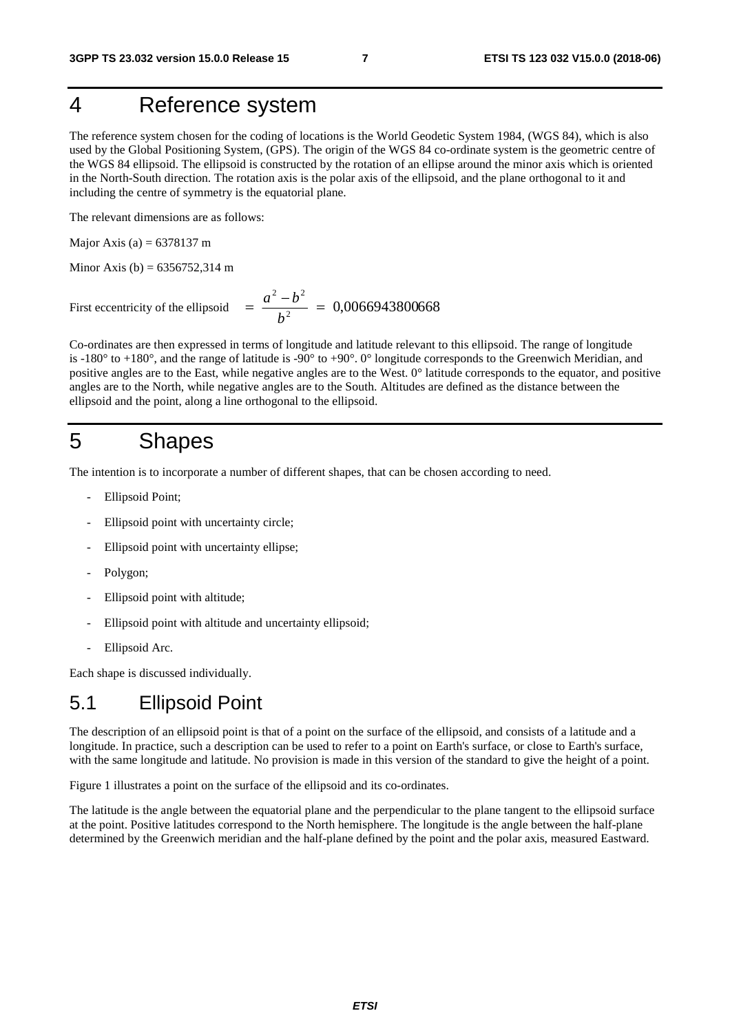# 4 Reference system

The reference system chosen for the coding of locations is the World Geodetic System 1984, (WGS 84), which is also used by the Global Positioning System, (GPS). The origin of the WGS 84 co-ordinate system is the geometric centre of the WGS 84 ellipsoid. The ellipsoid is constructed by the rotation of an ellipse around the minor axis which is oriented in the North-South direction. The rotation axis is the polar axis of the ellipsoid, and the plane orthogonal to it and including the centre of symmetry is the equatorial plane.

The relevant dimensions are as follows:

Major Axis (a) = 6378137 m

Minor Axis (b) = 6356752,314 m

First eccentricity of the ellipsoid $= \dfrac{a^2 - b^2}{b^2} = 0{,}0066943800668$

Co-ordinates are then expressed in terms of longitude and latitude relevant to this ellipsoid. The range of longitude is -180° to +180°, and the range of latitude is -90° to +90°. 0° longitude corresponds to the Greenwich Meridian, and positive angles are to the East, while negative angles are to the West. 0° latitude corresponds to the equator, and positive angles are to the North, while negative angles are to the South. Altitudes are defined as the distance between the ellipsoid and the point, along a line orthogonal to the ellipsoid.

# 5 Shapes

The intention is to incorporate a number of different shapes, that can be chosen according to need.

- Ellipsoid Point;
- Ellipsoid point with uncertainty circle;
- Ellipsoid point with uncertainty ellipse;
- Polygon;
- Ellipsoid point with altitude;
- Ellipsoid point with altitude and uncertainty ellipsoid;
- Ellipsoid Arc.

Each shape is discussed individually.

## 5.1 Ellipsoid Point

The description of an ellipsoid point is that of a point on the surface of the ellipsoid, and consists of a latitude and a longitude. In practice, such a description can be used to refer to a point on Earth's surface, or close to Earth's surface, with the same longitude and latitude. No provision is made in this version of the standard to give the height of a point.

Figure 1 illustrates a point on the surface of the ellipsoid and its co-ordinates.

The latitude is the angle between the equatorial plane and the perpendicular to the plane tangent to the ellipsoid surface at the point. Positive latitudes correspond to the North hemisphere. The longitude is the angle between the half-plane determined by the Greenwich meridian and the half-plane defined by the point and the polar axis, measured Eastward.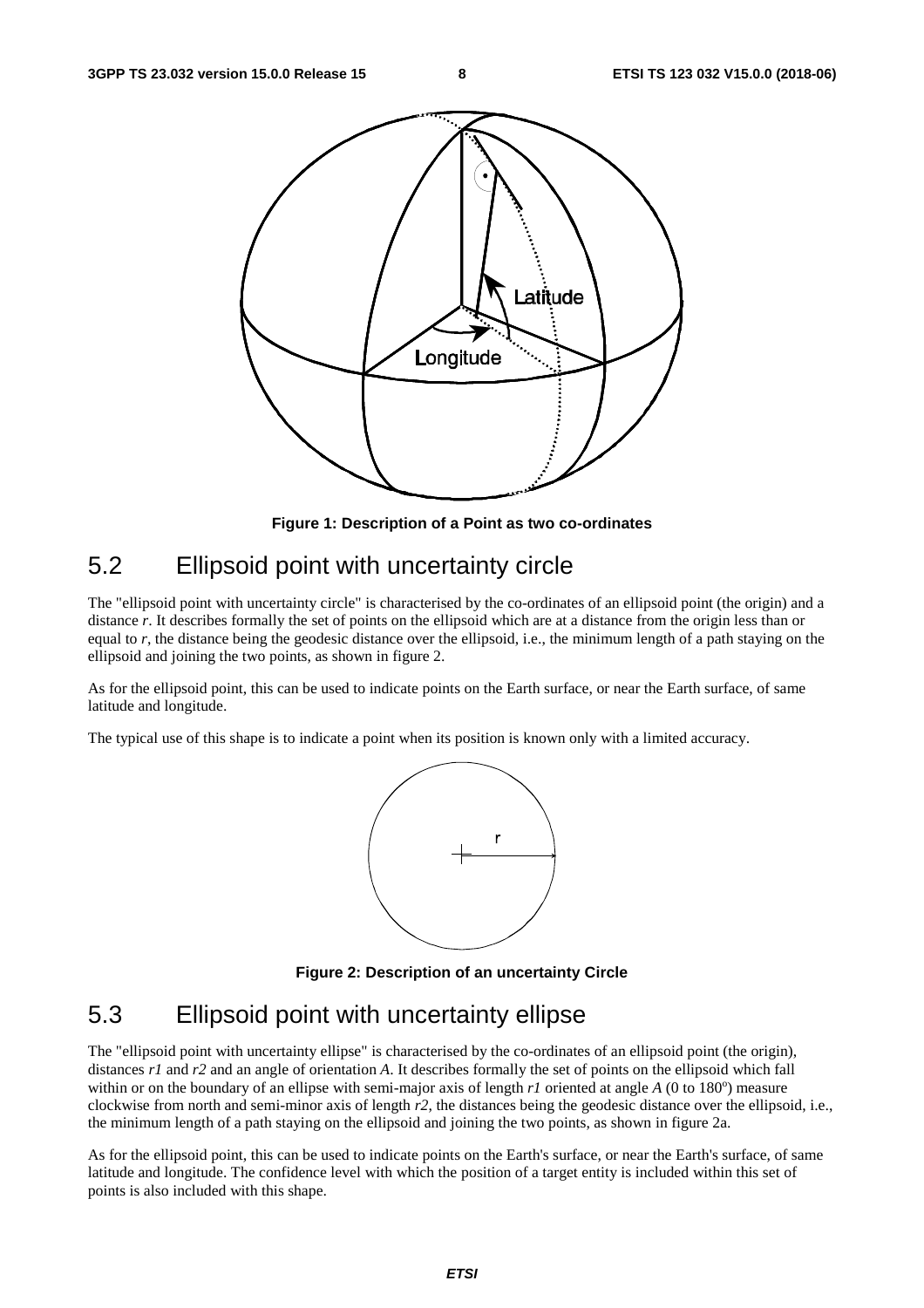Figure 1: Description of a Point as two co-ordinates

## 5.2 Ellipsoid point with uncertainty circle

The "ellipsoid point with uncertainty circle" is characterised by the co-ordinates of an ellipsoid point (the origin) and a distance *r*. It describes formally the set of points on the ellipsoid which are at a distance from the origin less than or equal to *r*, the distance being the geodesic distance over the ellipsoid, i.e., the minimum length of a path staying on the ellipsoid and joining the two points, as shown in figure 2.

As for the ellipsoid point, this can be used to indicate points on the Earth surface, or near the Earth surface, of same latitude and longitude.

The typical use of this shape is to indicate a point when its position is known only with a limited accuracy.

Figure 2: Description of an uncertainty Circle

## 5.3 Ellipsoid point with uncertainty ellipse

The "ellipsoid point with uncertainty ellipse" is characterised by the co-ordinates of an ellipsoid point (the origin), distances *r1* and *r2* and an angle of orientation *A*. It describes formally the set of points on the ellipsoid which fall within or on the boundary of an ellipse with semi-major axis of length *r1* oriented at angle *A* (0 to 180°) measure clockwise from north and semi-minor axis of length *r2*, the distances being the geodesic distance over the ellipsoid, i.e., the minimum length of a path staying on the ellipsoid and joining the two points, as shown in figure 2a.

As for the ellipsoid point, this can be used to indicate points on the Earth's surface, or near the Earth's surface, of same latitude and longitude. The confidence level with which the position of a target entity is included within this set of points is also included with this shape.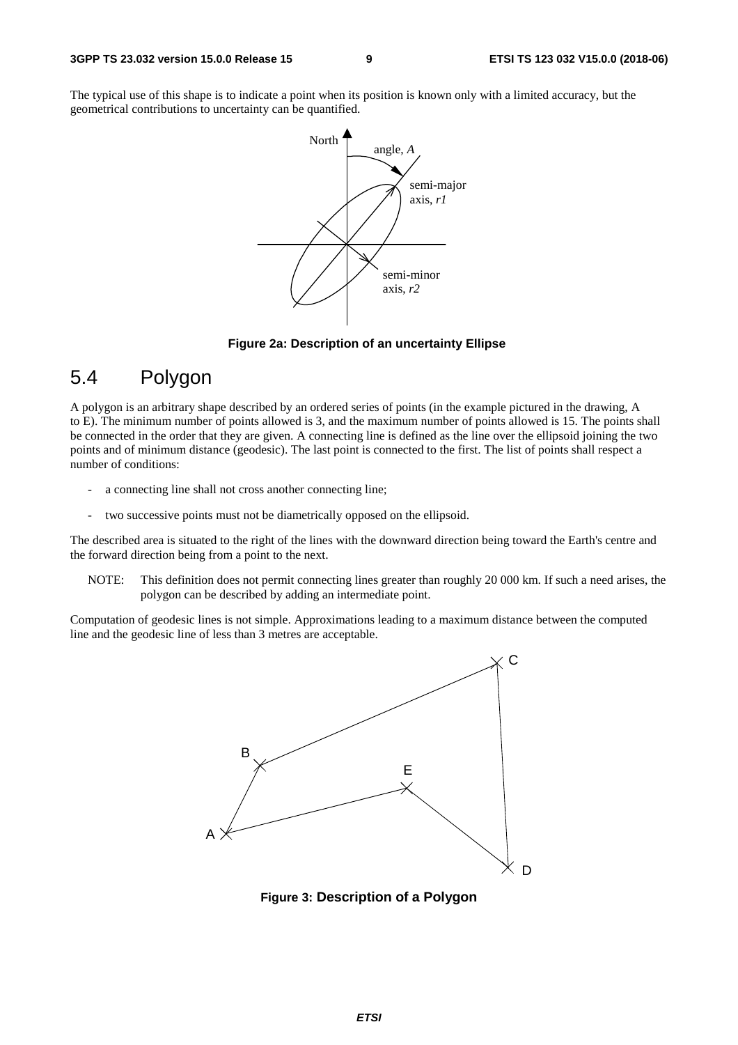The typical use of this shape is to indicate a point when its position is known only with a limited accuracy, but the geometrical contributions to uncertainty can be quantified.

**Figure 2a: Description of an uncertainty Ellipse**

## 5.4 Polygon

A polygon is an arbitrary shape described by an ordered series of points (in the example pictured in the drawing, A to E). The minimum number of points allowed is 3, and the maximum number of points allowed is 15. The points shall be connected in the order that they are given. A connecting line is defined as the line over the ellipsoid joining the two points and of minimum distance (geodesic). The last point is connected to the first. The list of points shall respect a number of conditions:

- a connecting line shall not cross another connecting line;
- two successive points must not be diametrically opposed on the ellipsoid.

The described area is situated to the right of the lines with the downward direction being toward the Earth's centre and the forward direction being from a point to the next.

NOTE: This definition does not permit connecting lines greater than roughly 20 000 km. If such a need arises, the polygon can be described by adding an intermediate point.

Computation of geodesic lines is not simple. Approximations leading to a maximum distance between the computed line and the geodesic line of less than 3 metres are acceptable.

**Figure 3: Description of a Polygon**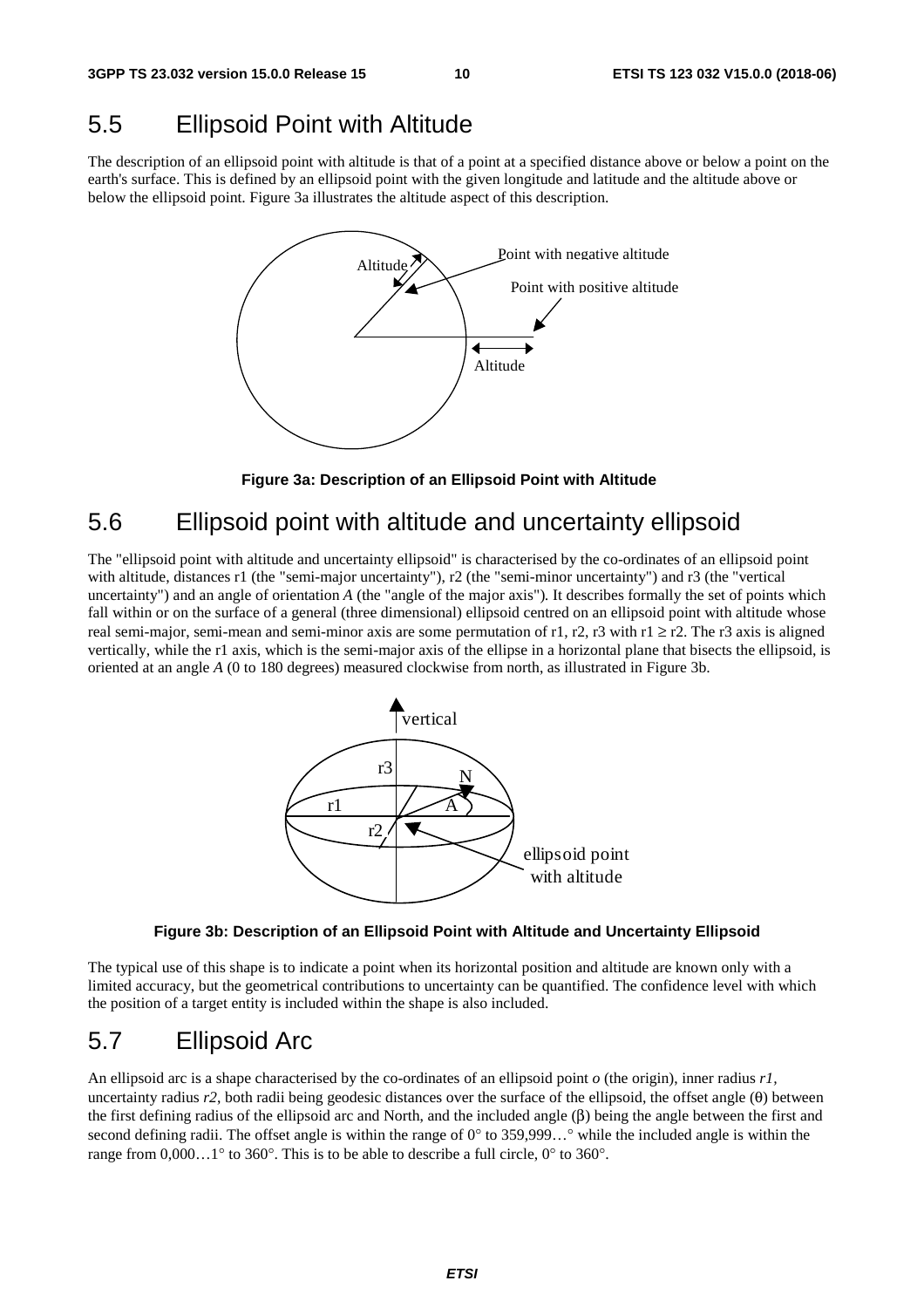## 5.5 Ellipsoid Point with Altitude

The description of an ellipsoid point with altitude is that of a point at a specified distance above or below a point on the earth's surface. This is defined by an ellipsoid point with the given longitude and latitude and the altitude above or below the ellipsoid point. Figure 3a illustrates the altitude aspect of this description.

**Figure 3a: Description of an Ellipsoid Point with Altitude**

## 5.6 Ellipsoid point with altitude and uncertainty ellipsoid

The "ellipsoid point with altitude and uncertainty ellipsoid" is characterised by the co-ordinates of an ellipsoid point with altitude, distances r1 (the "semi-major uncertainty"), r2 (the "semi-minor uncertainty") and r3 (the "vertical uncertainty") and an angle of orientation *A* (the "angle of the major axis"). It describes formally the set of points which fall within or on the surface of a general (three dimensional) ellipsoid centred on an ellipsoid point with altitude whose real semi-major, semi-mean and semi-minor axis are some permutation of r1, r2, r3 with r1 ≥ r2. The r3 axis is aligned vertically, while the r1 axis, which is the semi-major axis of the ellipse in a horizontal plane that bisects the ellipsoid, is oriented at an angle *A* (0 to 180 degrees) measured clockwise from north, as illustrated in Figure 3b.

**Figure 3b: Description of an Ellipsoid Point with Altitude and Uncertainty Ellipsoid**

The typical use of this shape is to indicate a point when its horizontal position and altitude are known only with a limited accuracy, but the geometrical contributions to uncertainty can be quantified. The confidence level with which the position of a target entity is included within the shape is also included.

## 5.7 Ellipsoid Arc

An ellipsoid arc is a shape characterised by the co-ordinates of an ellipsoid point *o* (the origin), inner radius *r1*, uncertainty radius *r2*, both radii being geodesic distances over the surface of the ellipsoid, the offset angle (θ) between the first defining radius of the ellipsoid arc and North, and the included angle (β) being the angle between the first and second defining radii. The offset angle is within the range of 0° to 359,999…° while the included angle is within the range from 0,000…1° to 360°. This is to be able to describe a full circle, 0° to 360°.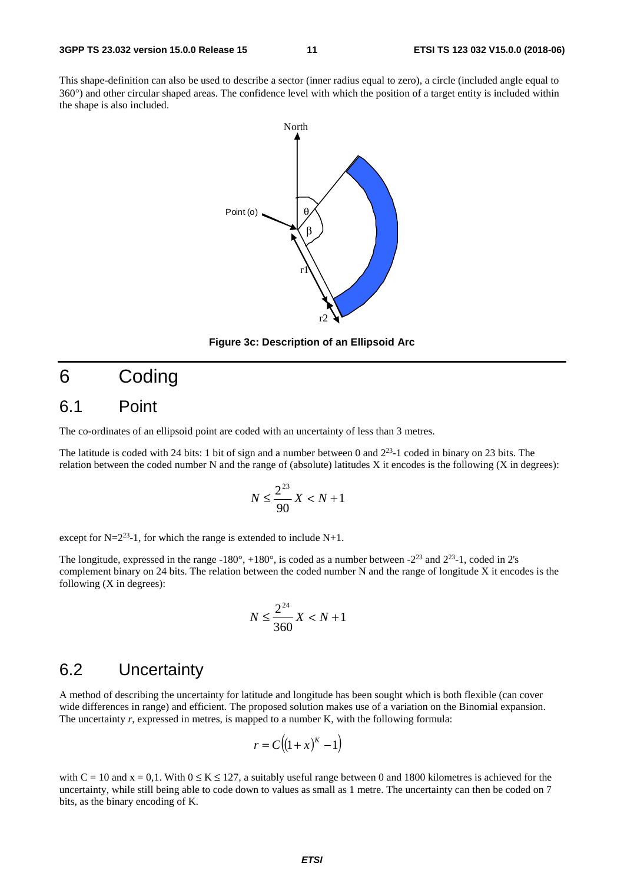This shape-definition can also be used to describe a sector (inner radius equal to zero), a circle (included angle equal to 360°) and other circular shaped areas. The confidence level with which the position of a target entity is included within the shape is also included.

**Figure 3c: Description of an Ellipsoid Arc**

# 6 Coding

## 6.1 Point

The co-ordinates of an ellipsoid point are coded with an uncertainty of less than 3 metres.

The latitude is coded with 24 bits: 1 bit of sign and a number between 0 and $2^{23}$-1 coded in binary on 23 bits. The relation between the coded number N and the range of (absolute) latitudes X it encodes is the following (X in degrees):

$$N \leq \frac{2^{23}}{90} X < N + 1$$

except for N=$2^{23}$-1, for which the range is extended to include N+1.

The longitude, expressed in the range -180°, +180°, is coded as a number between -$2^{23}$ and $2^{23}$-1, coded in 2's complement binary on 24 bits. The relation between the coded number N and the range of longitude X it encodes is the following (X in degrees):

$$N \leq \frac{2^{24}}{360} X < N + 1$$

## 6.2 Uncertainty

A method of describing the uncertainty for latitude and longitude has been sought which is both flexible (can cover wide differences in range) and efficient. The proposed solution makes use of a variation on the Binomial expansion. The uncertainty *r*, expressed in metres, is mapped to a number K, with the following formula:

$$r = C\left((1 + x)^K - 1\right)$$

with C = 10 and x = 0,1. With 0 ≤ K ≤ 127, a suitably useful range between 0 and 1800 kilometres is achieved for the uncertainty, while still being able to code down to values as small as 1 metre. The uncertainty can then be coded on 7 bits, as the binary encoding of K.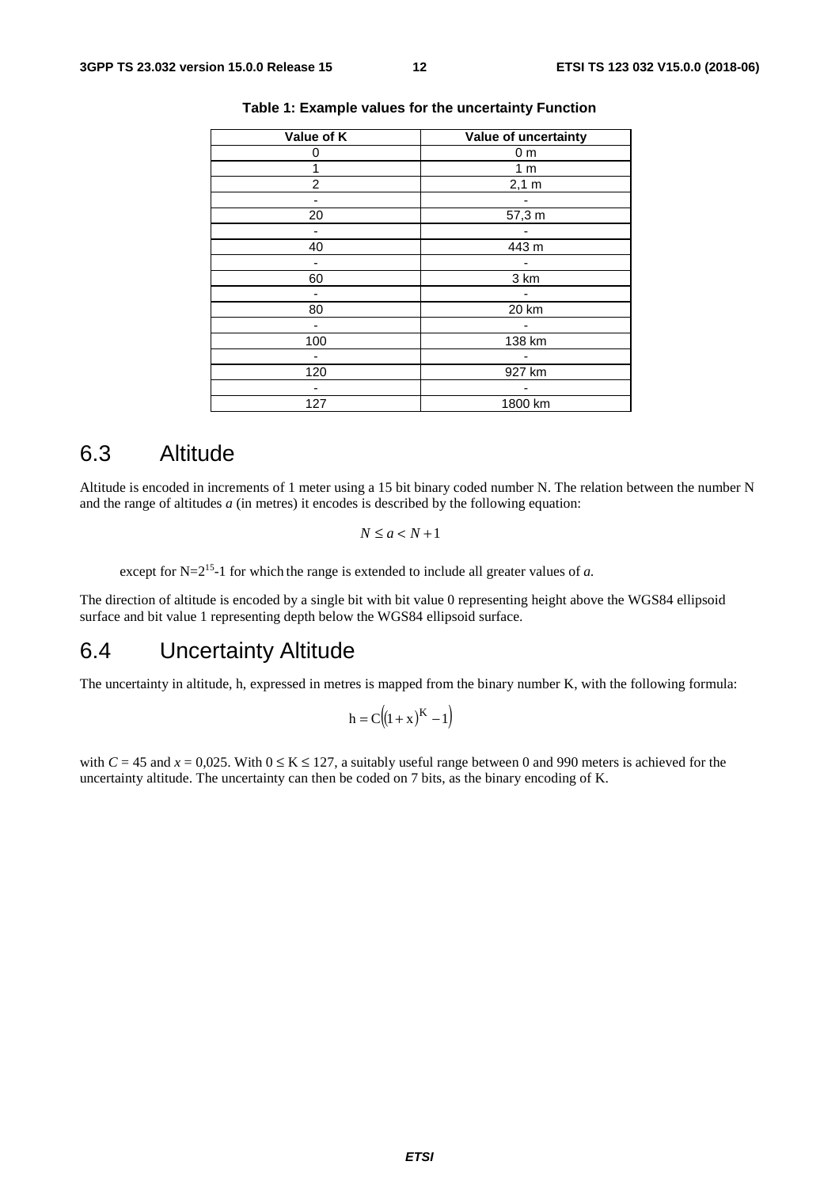**Table 1: Example values for the uncertainty Function**

| Value of K | Value of uncertainty |
|---|---|
| 0 | 0 m |
| 1 | 1 m |
| 2 | 2,1 m |
| - | - |
| 20 | 57,3 m |
| - | - |
| 40 | 443 m |
| - | - |
| 60 | 3 km |
| - | - |
| 80 | 20 km |
| - | - |
| 100 | 138 km |
| - | - |
| 120 | 927 km |
| - | - |
| 127 | 1800 km |

## 6.3 Altitude

Altitude is encoded in increments of 1 meter using a 15 bit binary coded number N. The relation between the number N and the range of altitudes *a* (in metres) it encodes is described by the following equation:

$$N \le a < N + 1$$

except for $N=2^{15}-1$ for which the range is extended to include all greater values of *a*.

The direction of altitude is encoded by a single bit with bit value 0 representing height above the WGS84 ellipsoid surface and bit value 1 representing depth below the WGS84 ellipsoid surface.

## 6.4 Uncertainty Altitude

The uncertainty in altitude, h, expressed in metres is mapped from the binary number K, with the following formula:

$$h = C\left((1 + x)^{K} - 1\right)$$

with $C = 45$ and $x = 0{,}025$. With $0 \le K \le 127$, a suitably useful range between 0 and 990 meters is achieved for the uncertainty altitude. The uncertainty can then be coded on 7 bits, as the binary encoding of K.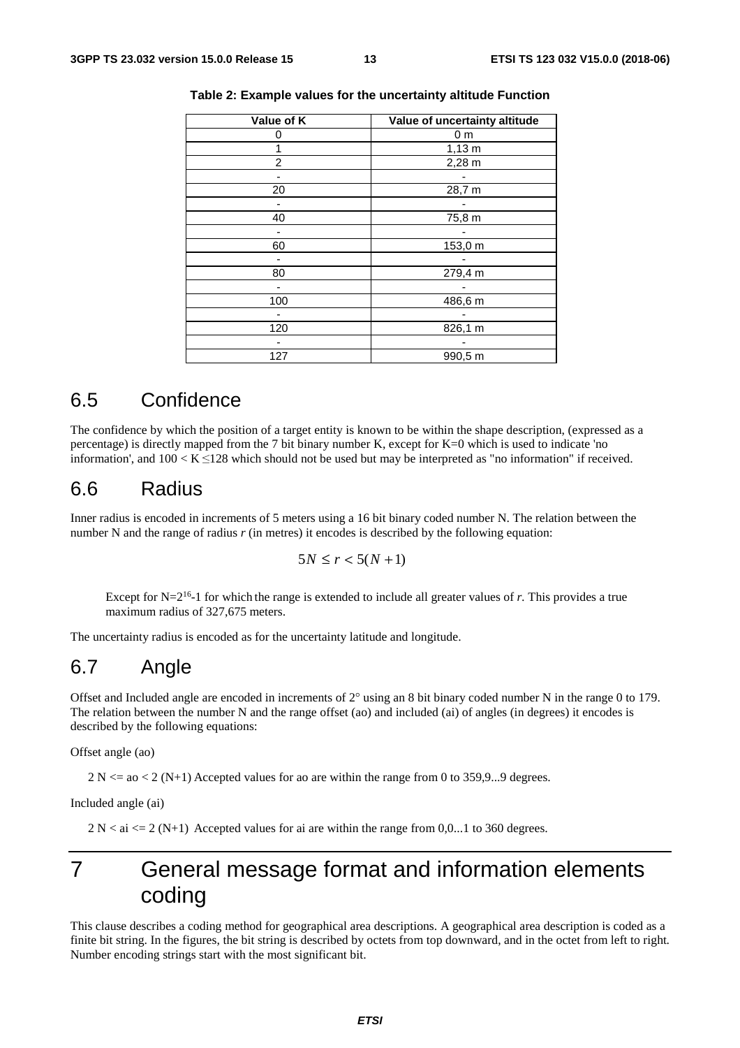**Table 2: Example values for the uncertainty altitude Function**

| Value of K | Value of uncertainty altitude |
|---|---|
| 0 | 0 m |
| 1 | 1,13 m |
| 2 | 2,28 m |
| - | - |
| 20 | 28,7 m |
| - | - |
| 40 | 75,8 m |
| - | - |
| 60 | 153,0 m |
| - | - |
| 80 | 279,4 m |
| - | - |
| 100 | 486,6 m |
| - | - |
| 120 | 826,1 m |
| - | - |
| 127 | 990,5 m |

## 6.5 Confidence

The confidence by which the position of a target entity is known to be within the shape description, (expressed as a percentage) is directly mapped from the 7 bit binary number K, except for K=0 which is used to indicate 'no information', and $100 < K \leq 128$ which should not be used but may be interpreted as "no information" if received.

## 6.6 Radius

Inner radius is encoded in increments of 5 meters using a 16 bit binary coded number N. The relation between the number N and the range of radius *r* (in metres) it encodes is described by the following equation:

$$5N \leq r < 5(N+1)$$

Except for $N=2^{16}-1$ for which the range is extended to include all greater values of *r*. This provides a true maximum radius of 327,675 meters.

The uncertainty radius is encoded as for the uncertainty latitude and longitude.

## 6.7 Angle

Offset and Included angle are encoded in increments of 2° using an 8 bit binary coded number N in the range 0 to 179. The relation between the number N and the range offset (ao) and included (ai) of angles (in degrees) it encodes is described by the following equations:

Offset angle (ao)

$2N \leq ao < 2(N+1)$ Accepted values for ao are within the range from 0 to 359,9...9 degrees.

Included angle (ai)

$2N < ai \leq 2(N+1)$ Accepted values for ai are within the range from 0,0...1 to 360 degrees.

# 7 General message format and information elements coding

This clause describes a coding method for geographical area descriptions. A geographical area description is coded as a finite bit string. In the figures, the bit string is described by octets from top downward, and in the octet from left to right. Number encoding strings start with the most significant bit.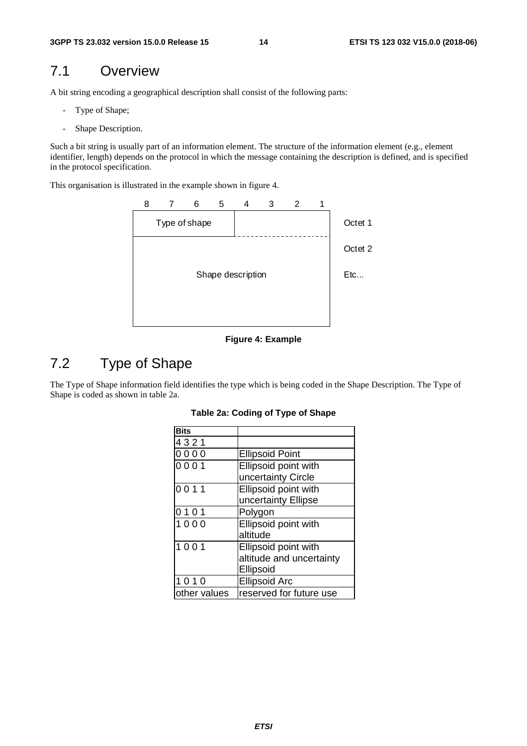## 7.1 Overview

A bit string encoding a geographical description shall consist of the following parts:

- Type of Shape;
- Shape Description.

Such a bit string is usually part of an information element. The structure of the information element (e.g., element identifier, length) depends on the protocol in which the message containing the description is defined, and is specified in the protocol specification.

This organisation is illustrated in the example shown in figure 4.

| 8 | 7 | 6 | 5 | 4 | 3 | 2 | 1 | |
|---|---|---|---|---|---|---|---|---|
| Type of shape | | | | | | | | Octet 1 |
| Shape description | | | | | | | | Octet 2 |
| | | | | | | | | Etc... |

**Figure 4: Example**

## 7.2 Type of Shape

The Type of Shape information field identifies the type which is being coded in the Shape Description. The Type of Shape is coded as shown in table 2a.

**Table 2a: Coding of Type of Shape**

| Bits | |
|---|---|
| 4 3 2 1 | |
| 0 0 0 0 | Ellipsoid Point |
| 0 0 0 1 | Ellipsoid point with uncertainty Circle |
| 0 0 1 1 | Ellipsoid point with uncertainty Ellipse |
| 0 1 0 1 | Polygon |
| 1 0 0 0 | Ellipsoid point with altitude |
| 1 0 0 1 | Ellipsoid point with altitude and uncertainty Ellipsoid |
| 1 0 1 0 | Ellipsoid Arc |
| other values | reserved for future use |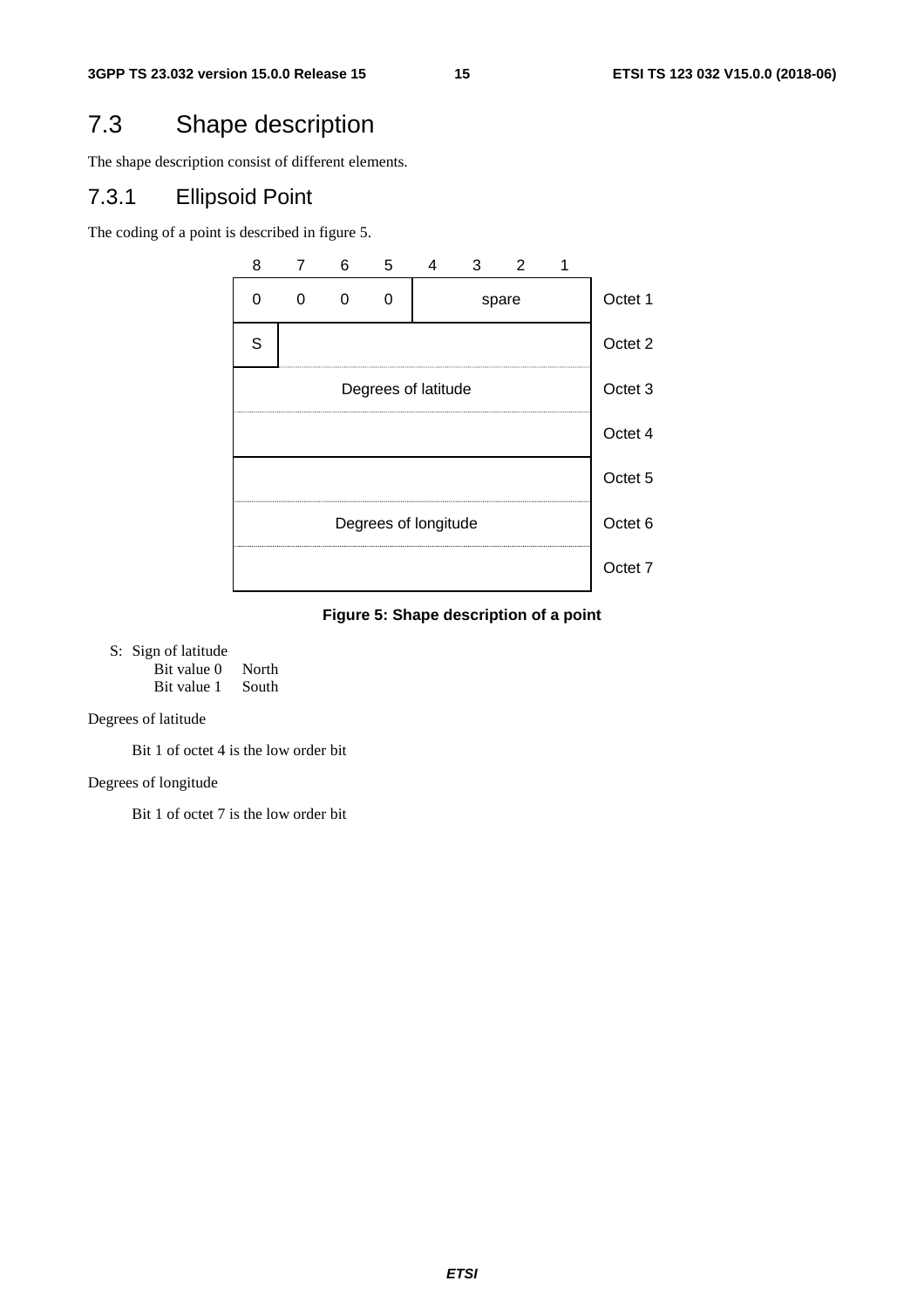## 7.3 Shape description

The shape description consist of different elements.

### 7.3.1 Ellipsoid Point

The coding of a point is described in figure 5.

| 8 | 7 | 6 | 5 | 4 | 3 | 2 | 1 | |
|---|---|---|---|---|---|---|---|---|
| 0 | 0 | 0 | 0 | spare | | | | Octet 1 |
| S | | | | | | | | Octet 2 |
| Degrees of latitude | | | | | | | | Octet 3 |
| | | | | | | | | Octet 4 |
| | | | | | | | | Octet 5 |
| Degrees of longitude | | | | | | | | Octet 6 |
| | | | | | | | | Octet 7 |

**Figure 5: Shape description of a point**

S: Sign of latitude
- Bit value 0 North
- Bit value 1 South

Degrees of latitude

Bit 1 of octet 4 is the low order bit

Degrees of longitude

Bit 1 of octet 7 is the low order bit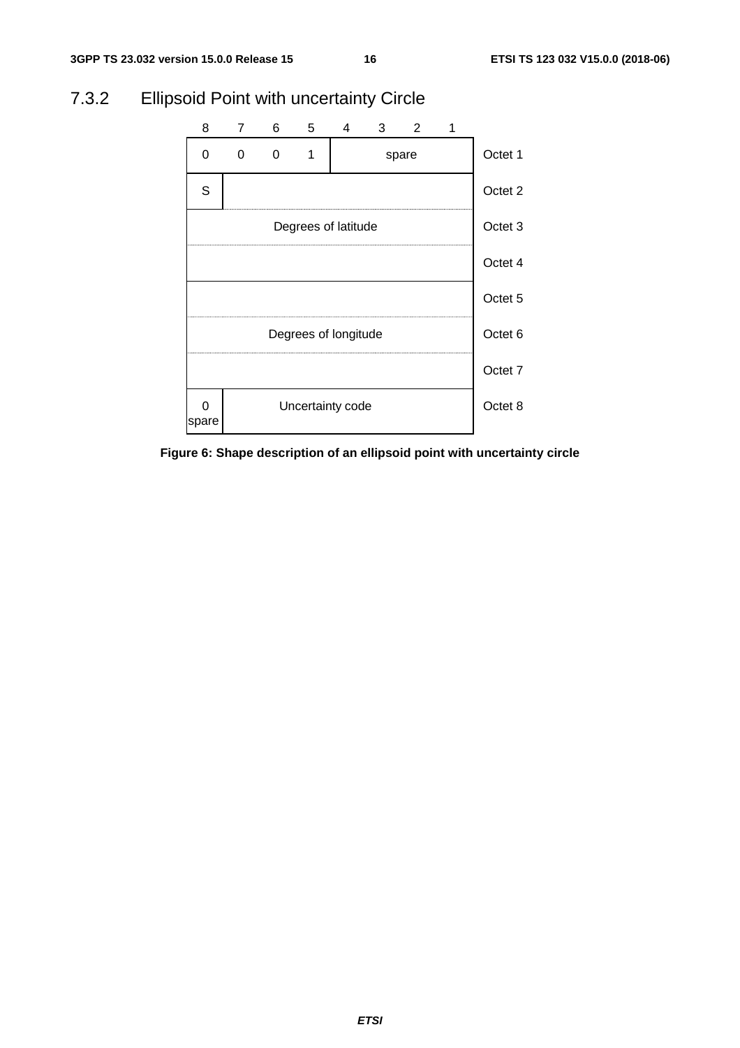### 7.3.2 Ellipsoid Point with uncertainty Circle

| 8 | 7 | 6 | 5 | 4 | 3 | 2 | 1 | |
|---|---|---|---|---|---|---|---|---|
| 0 | 0 | 0 | 1 | spare | | | | Octet 1 |
| S | | | | | | | | Octet 2 |
| Degrees of latitude | | | | | | | | Octet 3 |
| | | | | | | | | Octet 4 |
| | | | | | | | | Octet 5 |
| Degrees of longitude | | | | | | | | Octet 6 |
| | | | | | | | | Octet 7 |
| 0 spare | Uncertainty code | | | | | | | Octet 8 |

**Figure 6: Shape description of an ellipsoid point with uncertainty circle**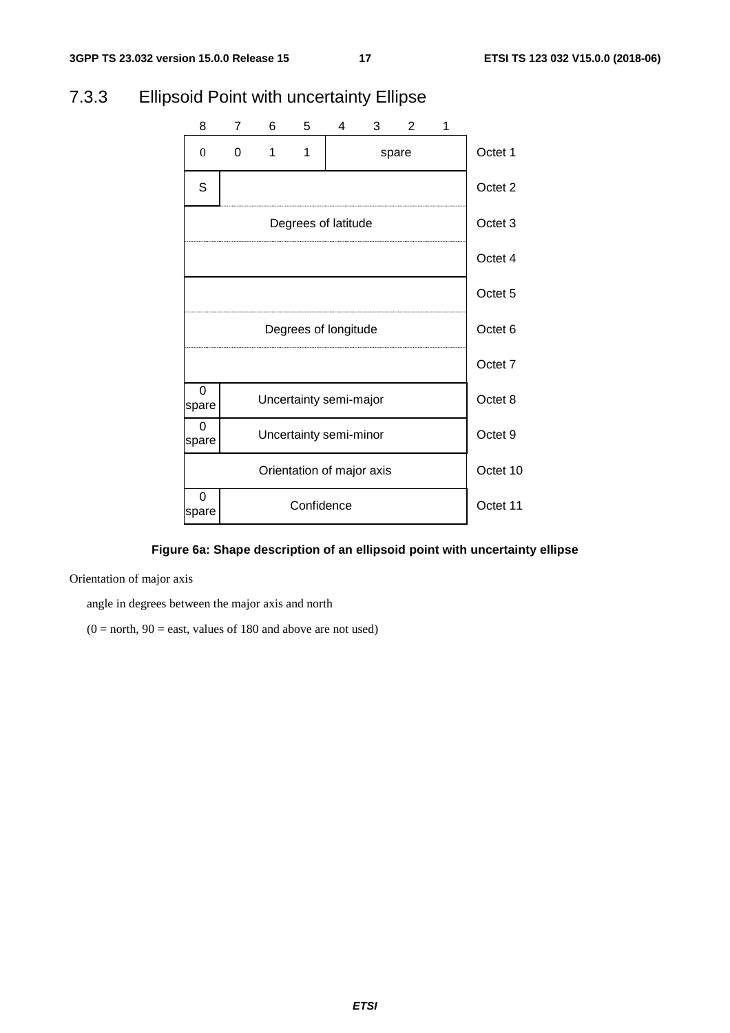## 7.3.3 Ellipsoid Point with uncertainty Ellipse

| 8 | 7 | 6 | 5 | 4 | 3 | 2 | 1 | |
|---|---|---|---|---|---|---|---|---|
| 0 | 0 | 1 | 1 | spare | | | | Octet 1 |
| S | | | | | | | | Octet 2 |
| Degrees of latitude | | | | | | | | Octet 3 |
| | | | | | | | | Octet 4 |
| | | | | | | | | Octet 5 |
| Degrees of longitude | | | | | | | | Octet 6 |
| | | | | | | | | Octet 7 |
| 0 spare | Uncertainty semi-major | | | | | | | Octet 8 |
| 0 spare | Uncertainty semi-minor | | | | | | | Octet 9 |
| Orientation of major axis | | | | | | | | Octet 10 |
| 0 spare | Confidence | | | | | | | Octet 11 |

**Figure 6a: Shape description of an ellipsoid point with uncertainty ellipse**

Orientation of major axis

angle in degrees between the major axis and north

(0 = north, 90 = east, values of 180 and above are not used)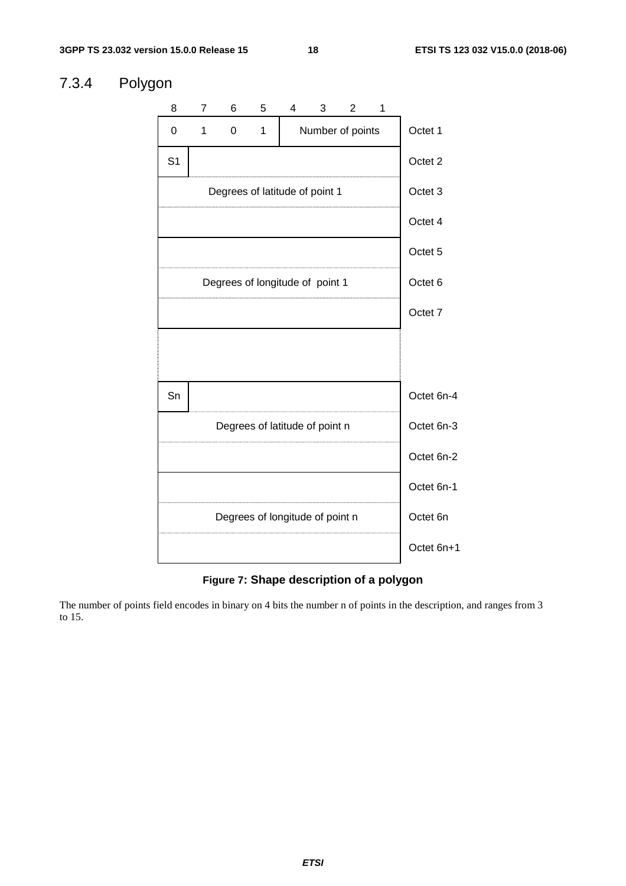### 7.3.4 Polygon

| 8 | 7 | 6 | 5 | 4 | 3 | 2 | 1 | |
|---|---|---|---|---|---|---|---|---|
| 0 | 1 | 0 | 1 | Number of points | | | | Octet 1 |
| S1 | | | | | | | | Octet 2 |
| Degrees of latitude of point 1 | | | | | | | | Octet 3 |
| | | | | | | | | Octet 4 |
| | | | | | | | | Octet 5 |
| Degrees of longitude of point 1 | | | | | | | | Octet 6 |
| | | | | | | | | Octet 7 |
| | | | | | | | | |
| Sn | | | | | | | | Octet 6n-4 |
| Degrees of latitude of point n | | | | | | | | Octet 6n-3 |
| | | | | | | | | Octet 6n-2 |
| | | | | | | | | Octet 6n-1 |
| Degrees of longitude of point n | | | | | | | | Octet 6n |
| | | | | | | | | Octet 6n+1 |

**Figure 7: Shape description of a polygon**

The number of points field encodes in binary on 4 bits the number n of points in the description, and ranges from 3 to 15.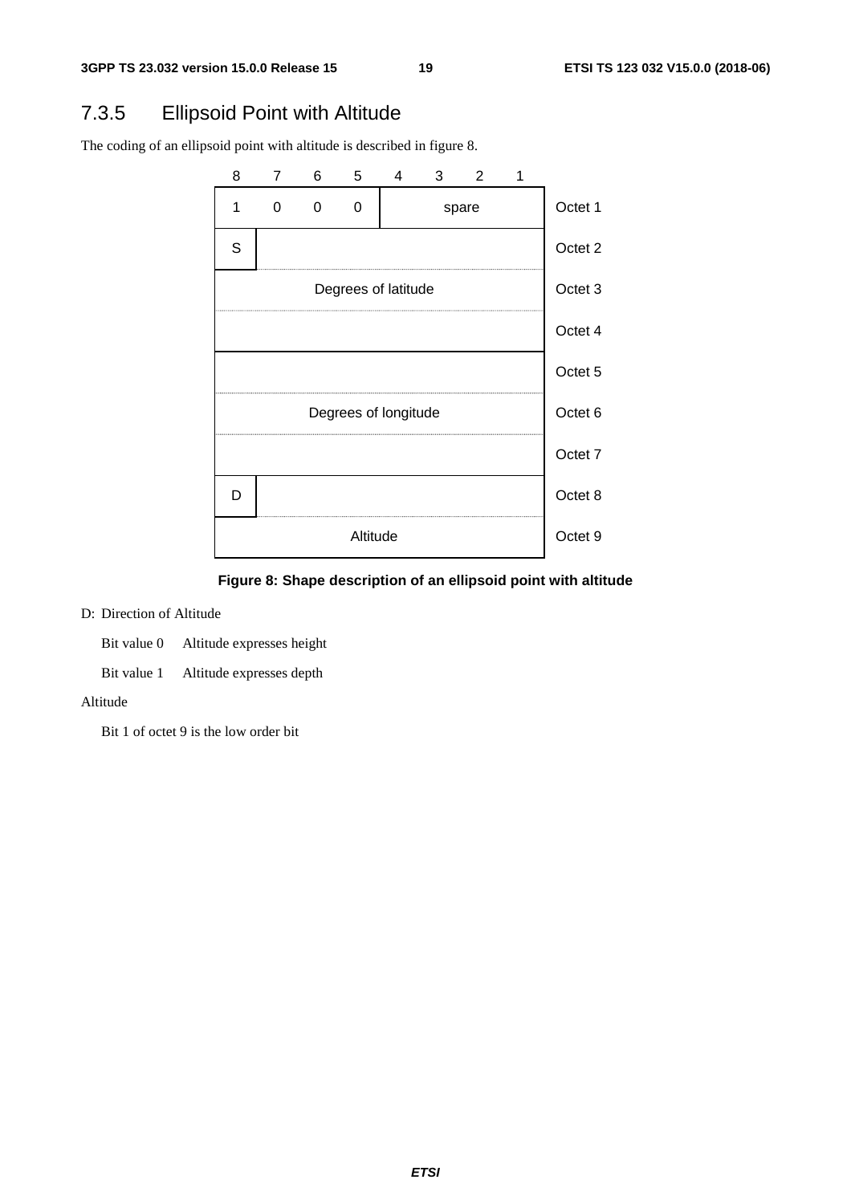### 7.3.5 Ellipsoid Point with Altitude

The coding of an ellipsoid point with altitude is described in figure 8.

| 8 | 7 | 6 | 5 | 4 | 3 | 2 | 1 | |
|---|---|---|---|---|---|---|---|---|
| 1 | 0 | 0 | 0 | spare | | | | Octet 1 |
| S | | | | | | | | Octet 2 |
| Degrees of latitude | | | | | | | | Octet 3 |
| | | | | | | | | Octet 4 |
| | | | | | | | | Octet 5 |
| Degrees of longitude | | | | | | | | Octet 6 |
| | | | | | | | | Octet 7 |
| D | | | | | | | | Octet 8 |
| Altitude | | | | | | | | Octet 9 |

**Figure 8: Shape description of an ellipsoid point with altitude**

D: Direction of Altitude

Bit value 0 Altitude expresses height

Bit value 1 Altitude expresses depth

Altitude

Bit 1 of octet 9 is the low order bit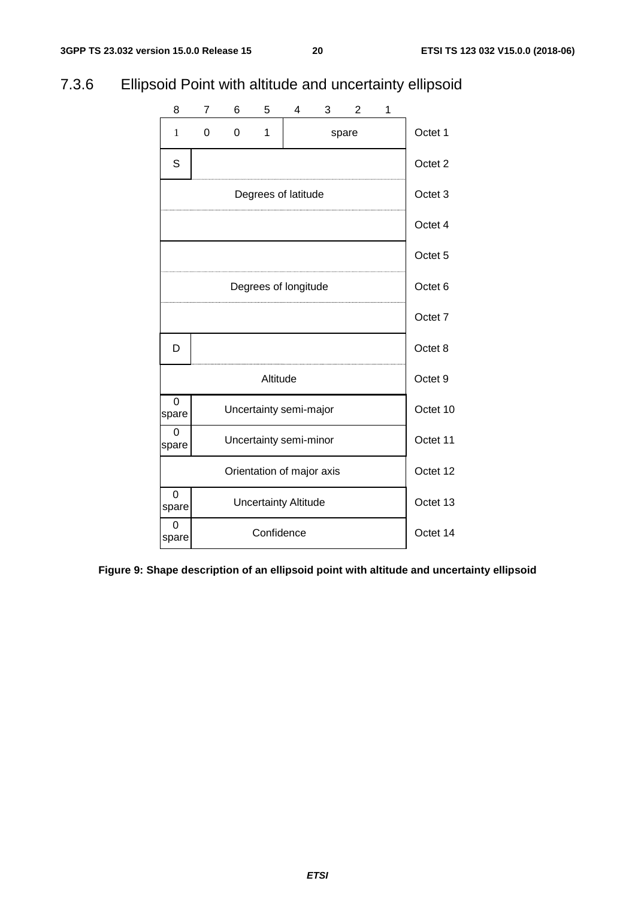### 7.3.6 Ellipsoid Point with altitude and uncertainty ellipsoid

| 8 | 7 | 6 | 5 | 4 | 3 | 2 | 1 | |
|---|---|---|---|---|---|---|---|---|
| 1 | 0 | 0 | 1 | spare | | | | Octet 1 |
| S | | | | | | | | Octet 2 |
| Degrees of latitude | | | | | | | | Octet 3 |
| | | | | | | | | Octet 4 |
| | | | | | | | | Octet 5 |
| Degrees of longitude | | | | | | | | Octet 6 |
| | | | | | | | | Octet 7 |
| D | | | | | | | | Octet 8 |
| Altitude | | | | | | | | Octet 9 |
| 0 spare | Uncertainty semi-major | | | | | | | Octet 10 |
| 0 spare | Uncertainty semi-minor | | | | | | | Octet 11 |
| Orientation of major axis | | | | | | | | Octet 12 |
| 0 spare | Uncertainty Altitude | | | | | | | Octet 13 |
| 0 spare | Confidence | | | | | | | Octet 14 |

**Figure 9: Shape description of an ellipsoid point with altitude and uncertainty ellipsoid**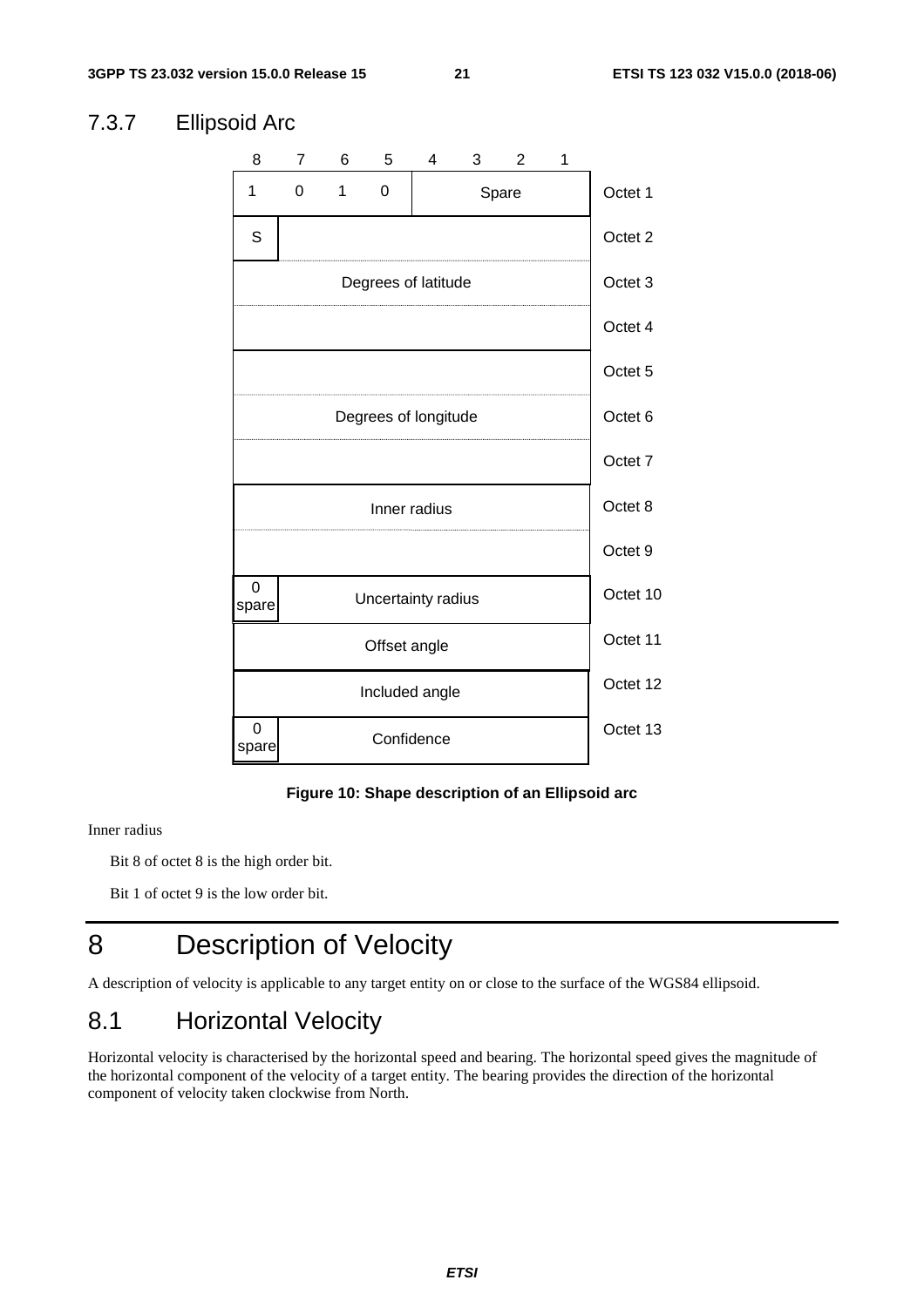### 7.3.7 Ellipsoid Arc

| 8 | 7 | 6 | 5 | 4 | 3 | 2 | 1 | |
|---|---|---|---|---|---|---|---|---|
| 1 | 0 | 1 | 0 | Spare | | | | Octet 1 |
| S | | | | | | | | Octet 2 |
| Degrees of latitude | | | | | | | | Octet 3 |
| | | | | | | | | Octet 4 |
| | | | | | | | | Octet 5 |
| Degrees of longitude | | | | | | | | Octet 6 |
| | | | | | | | | Octet 7 |
| Inner radius | | | | | | | | Octet 8 |
| | | | | | | | | Octet 9 |
| 0 spare | Uncertainty radius | | | | | | | Octet 10 |
| Offset angle | | | | | | | | Octet 11 |
| Included angle | | | | | | | | Octet 12 |
| 0 spare | Confidence | | | | | | | Octet 13 |

**Figure 10: Shape description of an Ellipsoid arc**

Inner radius

Bit 8 of octet 8 is the high order bit.

Bit 1 of octet 9 is the low order bit.

# 8 Description of Velocity

A description of velocity is applicable to any target entity on or close to the surface of the WGS84 ellipsoid.

## 8.1 Horizontal Velocity

Horizontal velocity is characterised by the horizontal speed and bearing. The horizontal speed gives the magnitude of the horizontal component of the velocity of a target entity. The bearing provides the direction of the horizontal component of velocity taken clockwise from North.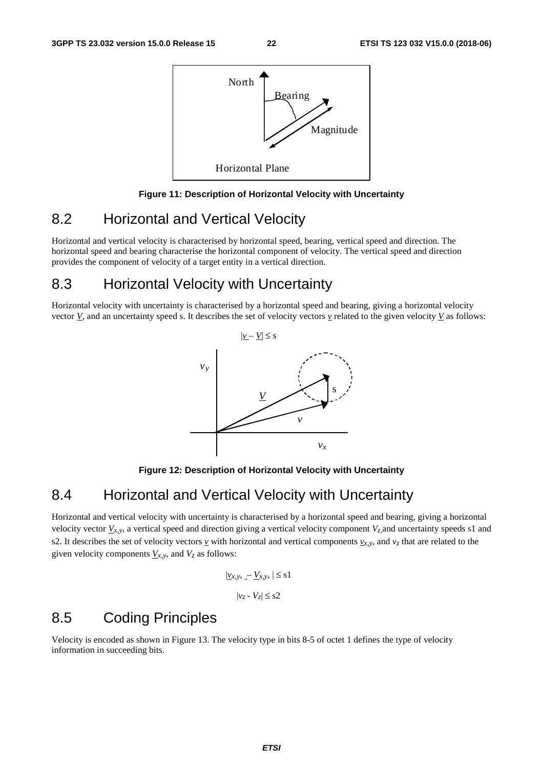Figure 11: Description of Horizontal Velocity with Uncertainty

## 8.2 Horizontal and Vertical Velocity

Horizontal and vertical velocity is characterised by horizontal speed, bearing, vertical speed and direction. The horizontal speed and bearing characterise the horizontal component of velocity. The vertical speed and direction provides the component of velocity of a target entity in a vertical direction.

## 8.3 Horizontal Velocity with Uncertainty

Horizontal velocity with uncertainty is characterised by a horizontal speed and bearing, giving a horizontal velocity vector $\underline{V}$, and an uncertainty speed s. It describes the set of velocity vectors $\underline{v}$ related to the given velocity $\underline{V}$ as follows:

$$|\underline{v} - \underline{V}| \leq s$$

Figure 12: Description of Horizontal Velocity with Uncertainty

## 8.4 Horizontal and Vertical Velocity with Uncertainty

Horizontal and vertical velocity with uncertainty is characterised by a horizontal speed and bearing, giving a horizontal velocity vector $\underline{V}_{x,y}$, a vertical speed and direction giving a vertical velocity component $V_z$, and uncertainty speeds s1 and s2. It describes the set of velocity vectors $\underline{v}$ with horizontal and vertical components $\underline{v}_{x,y}$, and $v_z$ that are related to the given velocity components $\underline{V}_{x,y}$, and $V_z$ as follows:

$$|\underline{v}_{x,y} - \underline{V}_{x,y}| \leq s1$$

$$|v_z - V_z| \leq s2$$

## 8.5 Coding Principles

Velocity is encoded as shown in Figure 13. The velocity type in bits 8-5 of octet 1 defines the type of velocity information in succeeding bits.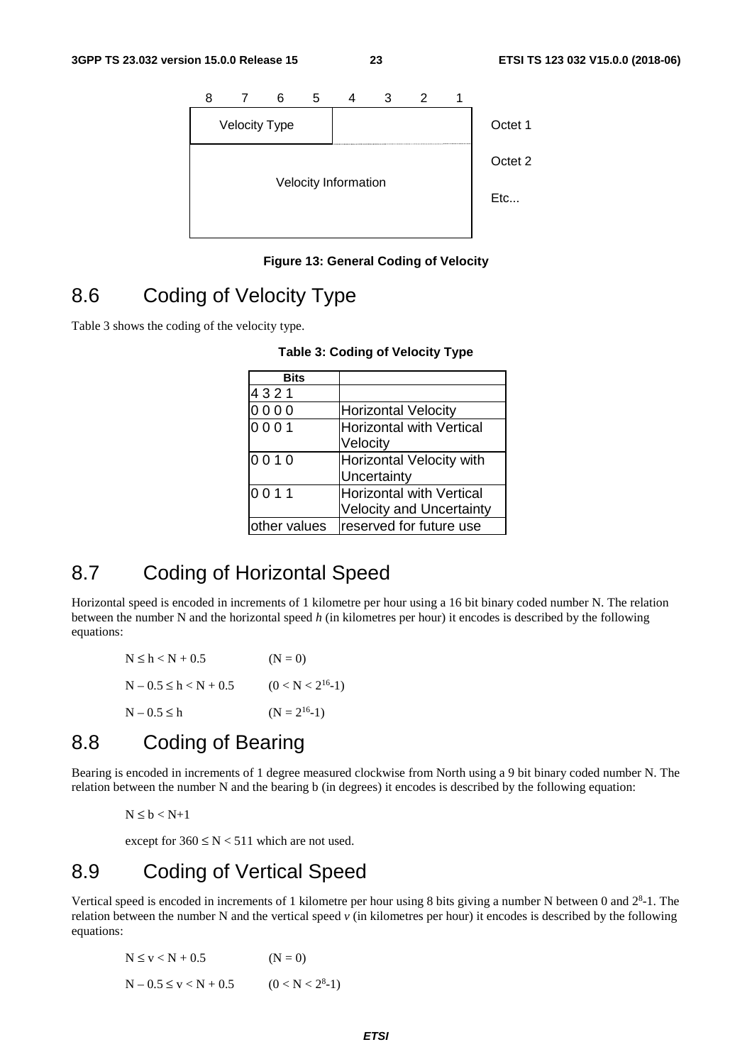| 8 | 7 | 6 | 5 | 4 | 3 | 2 | 1 | |
|---|---|---|---|---|---|---|---|---|
| Velocity Type | | | | | | | | Octet 1 |
| Velocity Information | | | | | | | | Octet 2 |
| | | | | | | | | Etc... |

**Figure 13: General Coding of Velocity**

# 8.6 Coding of Velocity Type

Table 3 shows the coding of the velocity type.

**Table 3: Coding of Velocity Type**

| Bits | |
|---|---|
| 4 3 2 1 | |
| 0 0 0 0 | Horizontal Velocity |
| 0 0 0 1 | Horizontal with Vertical Velocity |
| 0 0 1 0 | Horizontal Velocity with Uncertainty |
| 0 0 1 1 | Horizontal with Vertical Velocity and Uncertainty |
| other values | reserved for future use |

# 8.7 Coding of Horizontal Speed

Horizontal speed is encoded in increments of 1 kilometre per hour using a 16 bit binary coded number N. The relation between the number N and the horizontal speed *h* (in kilometres per hour) it encodes is described by the following equations:

$N \leq h < N + 0.5 \qquad (N = 0)$

$N - 0.5 \leq h < N + 0.5 \qquad (0 < N < 2^{16}-1)$

$N - 0.5 \leq h \qquad (N = 2^{16}-1)$

# 8.8 Coding of Bearing

Bearing is encoded in increments of 1 degree measured clockwise from North using a 9 bit binary coded number N. The relation between the number N and the bearing b (in degrees) it encodes is described by the following equation:

$N \leq b < N+1$

except for $360 \leq N < 511$ which are not used.

# 8.9 Coding of Vertical Speed

Vertical speed is encoded in increments of 1 kilometre per hour using 8 bits giving a number N between 0 and $2^8$-1. The relation between the number N and the vertical speed *v* (in kilometres per hour) it encodes is described by the following equations:

$N \leq v < N + 0.5 \qquad (N = 0)$

$N - 0.5 \leq v < N + 0.5 \qquad (0 < N < 2^{8}-1)$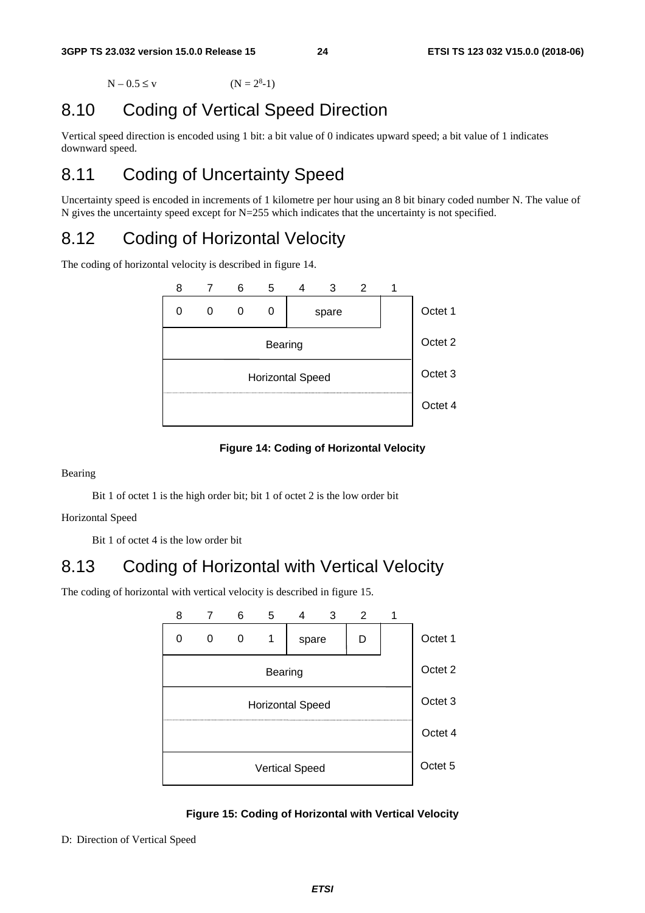$N – 0.5 \leq v \qquad (N = 2^8-1)$

## 8.10 Coding of Vertical Speed Direction

Vertical speed direction is encoded using 1 bit: a bit value of 0 indicates upward speed; a bit value of 1 indicates downward speed.

## 8.11 Coding of Uncertainty Speed

Uncertainty speed is encoded in increments of 1 kilometre per hour using an 8 bit binary coded number N. The value of N gives the uncertainty speed except for N=255 which indicates that the uncertainty is not specified.

## 8.12 Coding of Horizontal Velocity

The coding of horizontal velocity is described in figure 14.

| 8 | 7 | 6 | 5 | 4 | 3 | 2 | 1 | |
|---|---|---|---|---|---|---|---|---|
| 0 | 0 | 0 | 0 | spare | | | | Octet 1 |
| Bearing | | | | | | | | Octet 2 |
| Horizontal Speed | | | | | | | | Octet 3 |
| | | | | | | | | Octet 4 |

**Figure 14: Coding of Horizontal Velocity**

Bearing

Bit 1 of octet 1 is the high order bit; bit 1 of octet 2 is the low order bit

Horizontal Speed

Bit 1 of octet 4 is the low order bit

## 8.13 Coding of Horizontal with Vertical Velocity

The coding of horizontal with vertical velocity is described in figure 15.

| 8 | 7 | 6 | 5 | 4 | 3 | 2 | 1 | |
|---|---|---|---|---|---|---|---|---|
| 0 | 0 | 0 | 1 | spare | | D | | Octet 1 |
| Bearing | | | | | | | | Octet 2 |
| Horizontal Speed | | | | | | | | Octet 3 |
| | | | | | | | | Octet 4 |
| Vertical Speed | | | | | | | | Octet 5 |

**Figure 15: Coding of Horizontal with Vertical Velocity**

D: Direction of Vertical Speed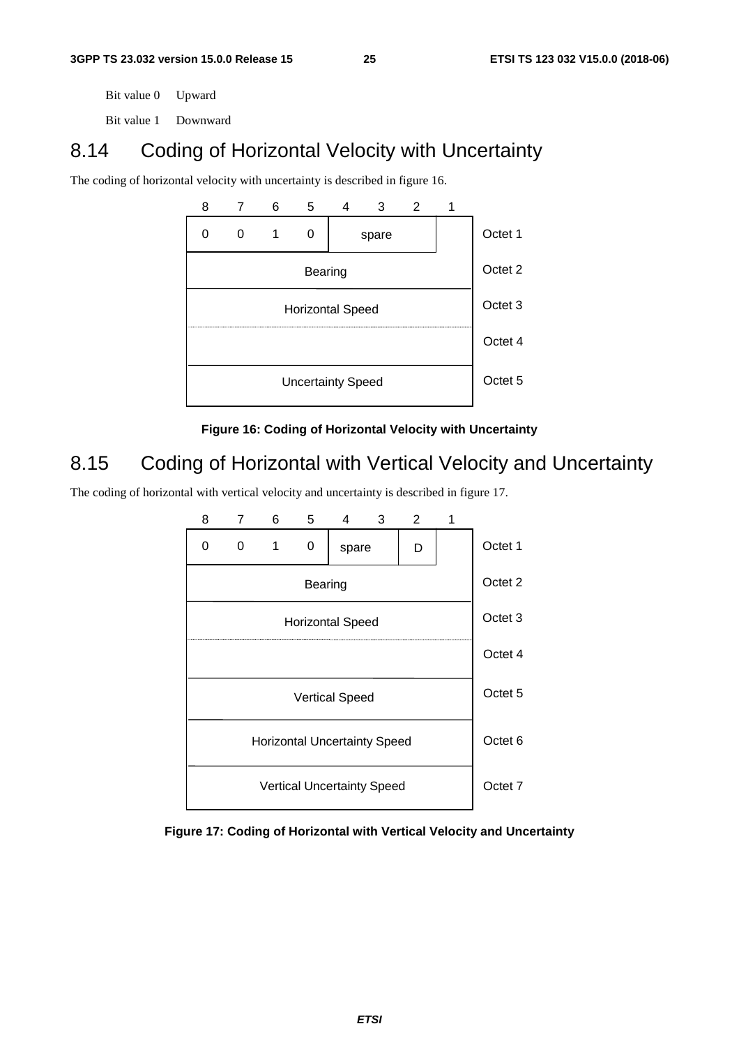Bit value 0 Upward

Bit value 1 Downward

## 8.14 Coding of Horizontal Velocity with Uncertainty

The coding of horizontal velocity with uncertainty is described in figure 16.

| 8 | 7 | 6 | 5 | 4 | 3 | 2 | 1 | |
|---|---|---|---|---|---|---|---|---|
| 0 | 0 | 1 | 0 | spare | | | | Octet 1 |
| Bearing | | | | | | | | Octet 2 |
| Horizontal Speed | | | | | | | | Octet 3 |
| | | | | | | | | Octet 4 |
| Uncertainty Speed | | | | | | | | Octet 5 |

**Figure 16: Coding of Horizontal Velocity with Uncertainty**

## 8.15 Coding of Horizontal with Vertical Velocity and Uncertainty

The coding of horizontal with vertical velocity and uncertainty is described in figure 17.

| 8 | 7 | 6 | 5 | 4 | 3 | 2 | 1 | |
|---|---|---|---|---|---|---|---|---|
| 0 | 0 | 1 | 0 | spare | | D | | Octet 1 |
| Bearing | | | | | | | | Octet 2 |
| Horizontal Speed | | | | | | | | Octet 3 |
| | | | | | | | | Octet 4 |
| Vertical Speed | | | | | | | | Octet 5 |
| Horizontal Uncertainty Speed | | | | | | | | Octet 6 |
| Vertical Uncertainty Speed | | | | | | | | Octet 7 |

**Figure 17: Coding of Horizontal with Vertical Velocity and Uncertainty**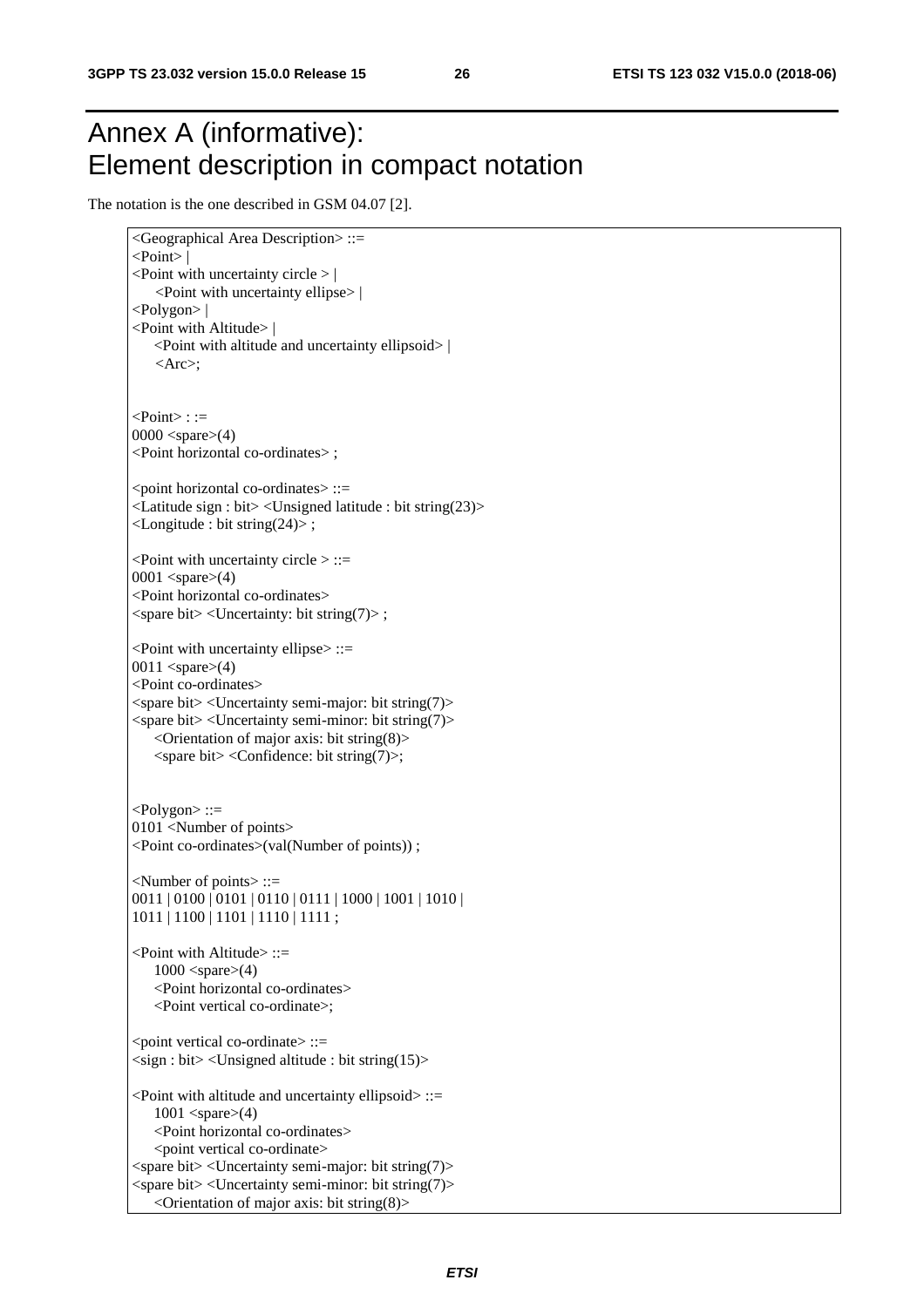# Annex A (informative): Element description in compact notation

The notation is the one described in GSM 04.07 [2].

```
<Geographical Area Description> ::=
<Point> |
<Point with uncertainty circle > |
    <Point with uncertainty ellipse> |
<Polygon> |
<Point with Altitude> |
    <Point with altitude and uncertainty ellipsoid> |
    <Arc>;


<Point> : :=
0000 <spare>(4)
<Point horizontal co-ordinates> ;

<point horizontal co-ordinates> ::=
<Latitude sign : bit> <Unsigned latitude : bit string(23)>
<Longitude : bit string(24)> ;

<Point with uncertainty circle > ::=
0001 <spare>(4)
<Point horizontal co-ordinates>
<spare bit> <Uncertainty: bit string(7)> ;

<Point with uncertainty ellipse> ::=
0011 <spare>(4)
<Point co-ordinates>
<spare bit> <Uncertainty semi-major: bit string(7)>
<spare bit> <Uncertainty semi-minor: bit string(7)>
    <Orientation of major axis: bit string(8)>
    <spare bit> <Confidence: bit string(7)>;


<Polygon> ::=
0101 <Number of points>
<Point co-ordinates>(val(Number of points)) ;

<Number of points> ::=
0011 | 0100 | 0101 | 0110 | 0111 | 1000 | 1001 | 1010 |
1011 | 1100 | 1101 | 1110 | 1111 ;

<Point with Altitude> ::=
    1000 <spare>(4)
    <Point horizontal co-ordinates>
    <Point vertical co-ordinate>;

<point vertical co-ordinate> ::=
<sign : bit> <Unsigned altitude : bit string(15)>

<Point with altitude and uncertainty ellipsoid> ::=
    1001 <spare>(4)
    <Point horizontal co-ordinates>
    <point vertical co-ordinate>
<spare bit> <Uncertainty semi-major: bit string(7)>
<spare bit> <Uncertainty semi-minor: bit string(7)>
    <Orientation of major axis: bit string(8)>
```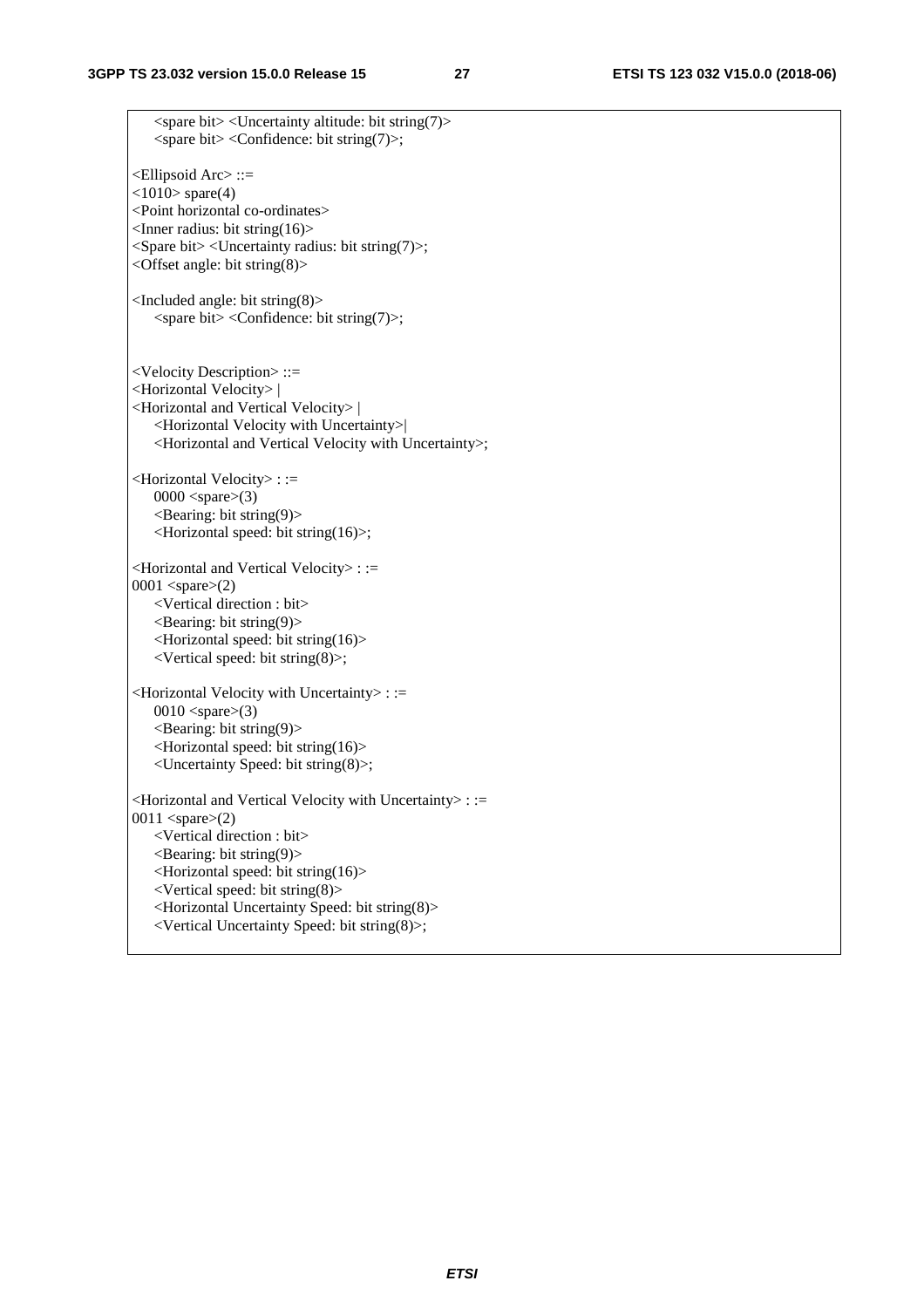```
    <spare bit> <Uncertainty altitude: bit string(7)>
    <spare bit> <Confidence: bit string(7)>;

<Ellipsoid Arc> ::=
<1010> spare(4)
<Point horizontal co-ordinates>
<Inner radius: bit string(16)>
<Spare bit> <Uncertainty radius: bit string(7)>;
<Offset angle: bit string(8)>

<Included angle: bit string(8)>
    <spare bit> <Confidence: bit string(7)>;


<Velocity Description> ::=
<Horizontal Velocity> |
<Horizontal and Vertical Velocity> |
    <Horizontal Velocity with Uncertainty>|
    <Horizontal and Vertical Velocity with Uncertainty>;

<Horizontal Velocity> : :=
    0000 <spare>(3)
    <Bearing: bit string(9)>
    <Horizontal speed: bit string(16)>;

<Horizontal and Vertical Velocity> : :=
0001 <spare>(2)
    <Vertical direction : bit>
    <Bearing: bit string(9)>
    <Horizontal speed: bit string(16)>
    <Vertical speed: bit string(8)>;

<Horizontal Velocity with Uncertainty> : :=
    0010 <spare>(3)
    <Bearing: bit string(9)>
    <Horizontal speed: bit string(16)>
    <Uncertainty Speed: bit string(8)>;

<Horizontal and Vertical Velocity with Uncertainty> : :=
0011 <spare>(2)
    <Vertical direction : bit>
    <Bearing: bit string(9)>
    <Horizontal speed: bit string(16)>
    <Vertical speed: bit string(8)>
    <Horizontal Uncertainty Speed: bit string(8)>
    <Vertical Uncertainty Speed: bit string(8)>;
```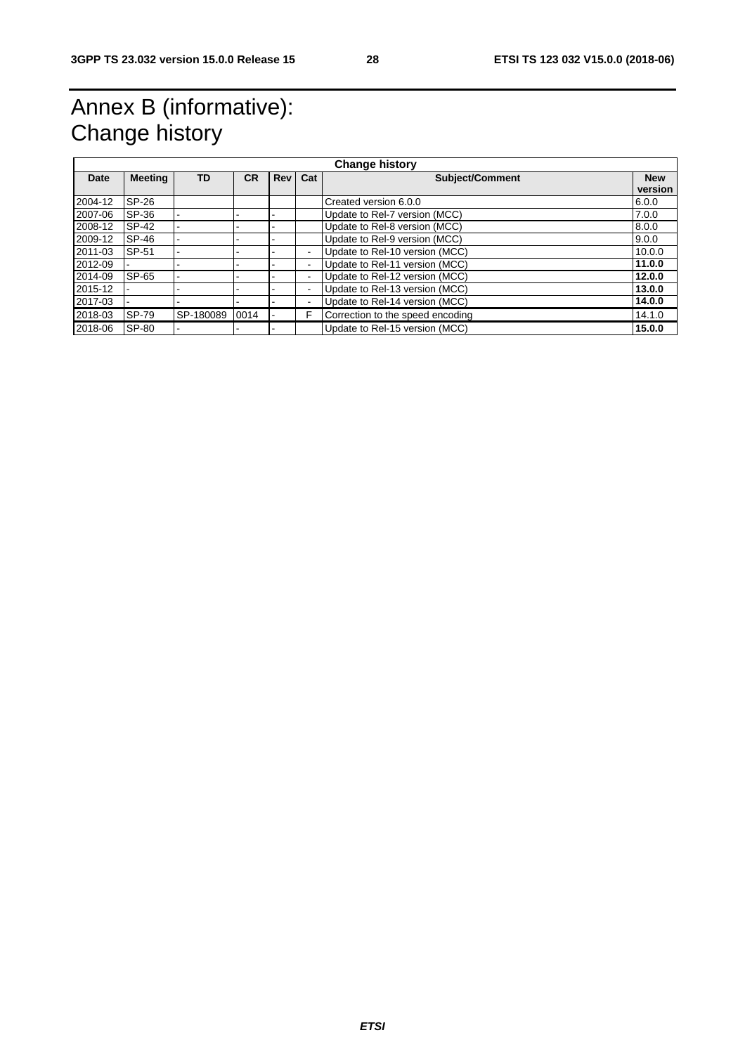# Annex B (informative): Change history

| Change history | | | | | | | |
|---|---|---|---|---|---|---|---|
| **Date** | **Meeting** | **TD** | **CR** | **Rev** | **Cat** | **Subject/Comment** | **New version** |
| 2004-12 | SP-26 | | | | | Created version 6.0.0 | 6.0.0 |
| 2007-06 | SP-36 | - | - | - | | Update to Rel-7 version (MCC) | 7.0.0 |
| 2008-12 | SP-42 | - | - | - | | Update to Rel-8 version (MCC) | 8.0.0 |
| 2009-12 | SP-46 | - | - | - | | Update to Rel-9 version (MCC) | 9.0.0 |
| 2011-03 | SP-51 | - | - | - | - | Update to Rel-10 version (MCC) | 10.0.0 |
| 2012-09 | - | - | - | - | - | Update to Rel-11 version (MCC) | **11.0.0** |
| 2014-09 | SP-65 | - | - | - | - | Update to Rel-12 version (MCC) | **12.0.0** |
| 2015-12 | - | - | - | - | - | Update to Rel-13 version (MCC) | **13.0.0** |
| 2017-03 | - | - | - | - | - | Update to Rel-14 version (MCC) | **14.0.0** |
| 2018-03 | SP-79 | SP-180089 | 0014 | - | F | Correction to the speed encoding | 14.1.0 |
| 2018-06 | SP-80 | - | - | - | | Update to Rel-15 version (MCC) | **15.0.0** |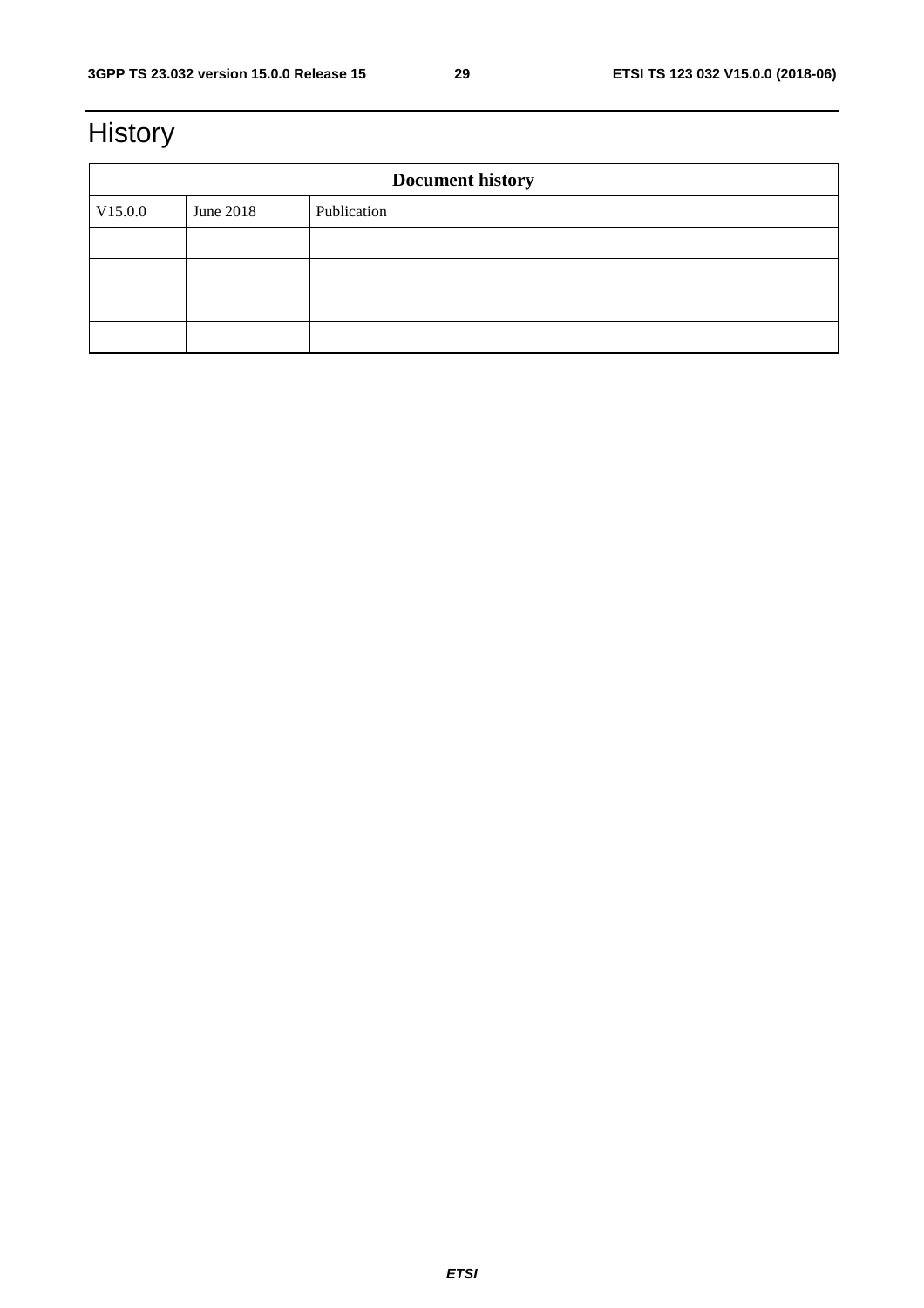# History

| Document history | | |
|---|---|---|
| V15.0.0 | June 2018 | Publication |
| | | |
| | | |
| | | |
| | | |